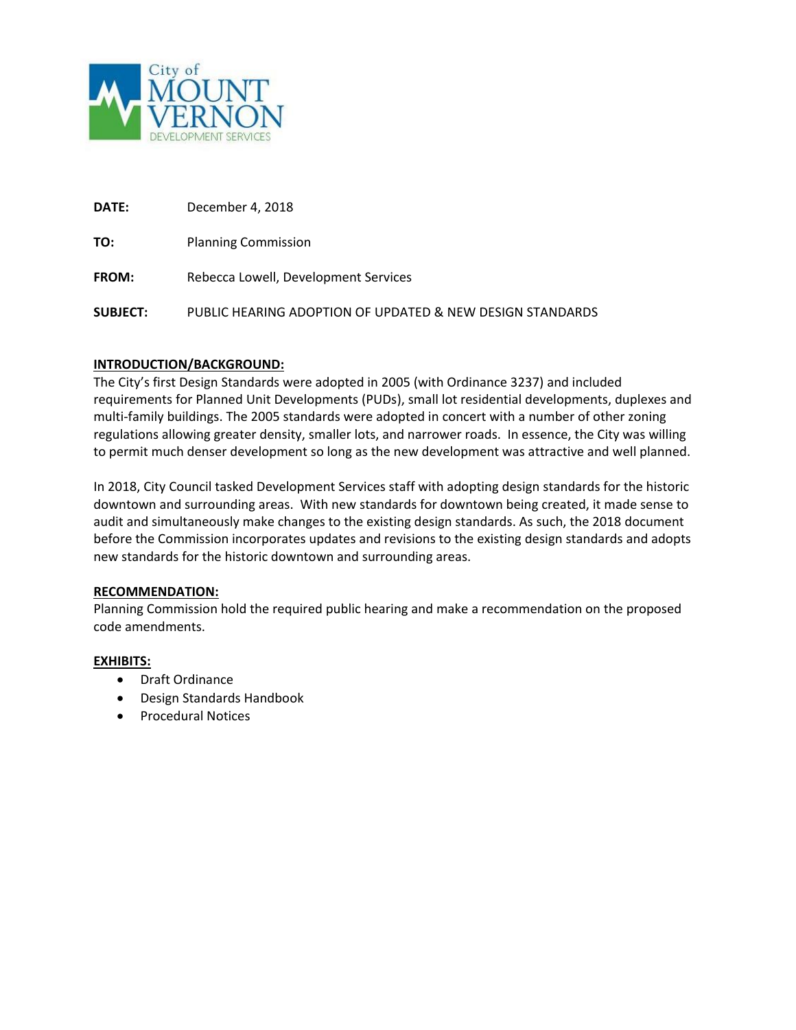City of MOUNT VERNON DEVELOPMENT SERVICES

**DATE:** December 4, 2018

**TO:** Planning Commission

**FROM:** Rebecca Lowell, Development Services

**SUBJECT:** PUBLIC HEARING ADOPTION OF UPDATED & NEW DESIGN STANDARDS

**INTRODUCTION/BACKGROUND:**

The City's first Design Standards were adopted in 2005 (with Ordinance 3237) and included requirements for Planned Unit Developments (PUDs), small lot residential developments, duplexes and multi-family buildings. The 2005 standards were adopted in concert with a number of other zoning regulations allowing greater density, smaller lots, and narrower roads. In essence, the City was willing to permit much denser development so long as the new development was attractive and well planned.

In 2018, City Council tasked Development Services staff with adopting design standards for the historic downtown and surrounding areas. With new standards for downtown being created, it made sense to audit and simultaneously make changes to the existing design standards. As such, the 2018 document before the Commission incorporates updates and revisions to the existing design standards and adopts new standards for the historic downtown and surrounding areas.

**RECOMMENDATION:**

Planning Commission hold the required public hearing and make a recommendation on the proposed code amendments.

**EXHIBITS:**

- Draft Ordinance
- Design Standards Handbook
- Procedural Notices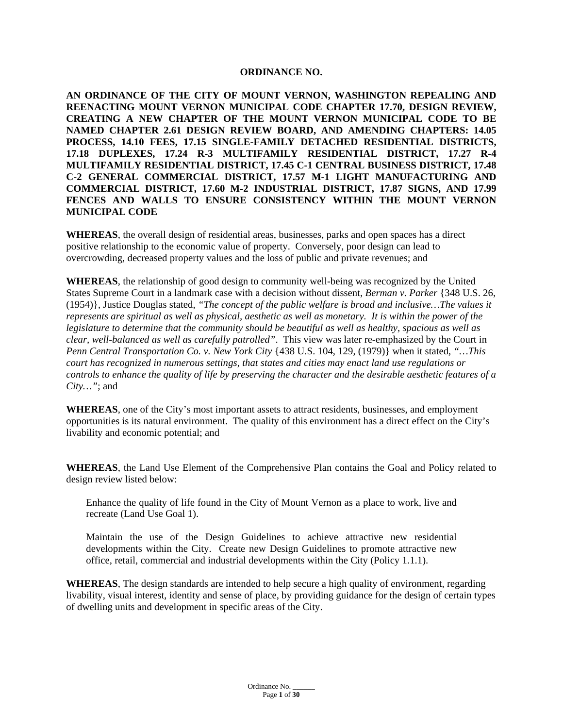**ORDINANCE NO.**

**AN ORDINANCE OF THE CITY OF MOUNT VERNON, WASHINGTON REPEALING AND REENACTING MOUNT VERNON MUNICIPAL CODE CHAPTER 17.70, DESIGN REVIEW, CREATING A NEW CHAPTER OF THE MOUNT VERNON MUNICIPAL CODE TO BE NAMED CHAPTER 2.61 DESIGN REVIEW BOARD, AND AMENDING CHAPTERS: 14.05 PROCESS, 14.10 FEES, 17.15 SINGLE-FAMILY DETACHED RESIDENTIAL DISTRICTS, 17.18 DUPLEXES, 17.24 R-3 MULTIFAMILY RESIDENTIAL DISTRICT, 17.27 R-4 MULTIFAMILY RESIDENTIAL DISTRICT, 17.45 C-1 CENTRAL BUSINESS DISTRICT, 17.48 C-2 GENERAL COMMERCIAL DISTRICT, 17.57 M-1 LIGHT MANUFACTURING AND COMMERCIAL DISTRICT, 17.60 M-2 INDUSTRIAL DISTRICT, 17.87 SIGNS, AND 17.99 FENCES AND WALLS TO ENSURE CONSISTENCY WITHIN THE MOUNT VERNON MUNICIPAL CODE**

**WHEREAS**, the overall design of residential areas, businesses, parks and open spaces has a direct positive relationship to the economic value of property. Conversely, poor design can lead to overcrowding, decreased property values and the loss of public and private revenues; and

**WHEREAS**, the relationship of good design to community well-being was recognized by the United States Supreme Court in a landmark case with a decision without dissent, *Berman v. Parker* {348 U.S. 26, (1954)}, Justice Douglas stated, *"The concept of the public welfare is broad and inclusive…The values it represents are spiritual as well as physical, aesthetic as well as monetary. It is within the power of the legislature to determine that the community should be beautiful as well as healthy, spacious as well as clear, well-balanced as well as carefully patrolled"*. This view was later re-emphasized by the Court in *Penn Central Transportation Co. v. New York City* {438 U.S. 104, 129, (1979)} when it stated, *"…This court has recognized in numerous settings, that states and cities may enact land use regulations or controls to enhance the quality of life by preserving the character and the desirable aesthetic features of a City…"*; and

**WHEREAS**, one of the City's most important assets to attract residents, businesses, and employment opportunities is its natural environment. The quality of this environment has a direct effect on the City's livability and economic potential; and

**WHEREAS**, the Land Use Element of the Comprehensive Plan contains the Goal and Policy related to design review listed below:

> Enhance the quality of life found in the City of Mount Vernon as a place to work, live and recreate (Land Use Goal 1).
>
> Maintain the use of the Design Guidelines to achieve attractive new residential developments within the City. Create new Design Guidelines to promote attractive new office, retail, commercial and industrial developments within the City (Policy 1.1.1).

**WHEREAS**, The design standards are intended to help secure a high quality of environment, regarding livability, visual interest, identity and sense of place, by providing guidance for the design of certain types of dwelling units and development in specific areas of the City.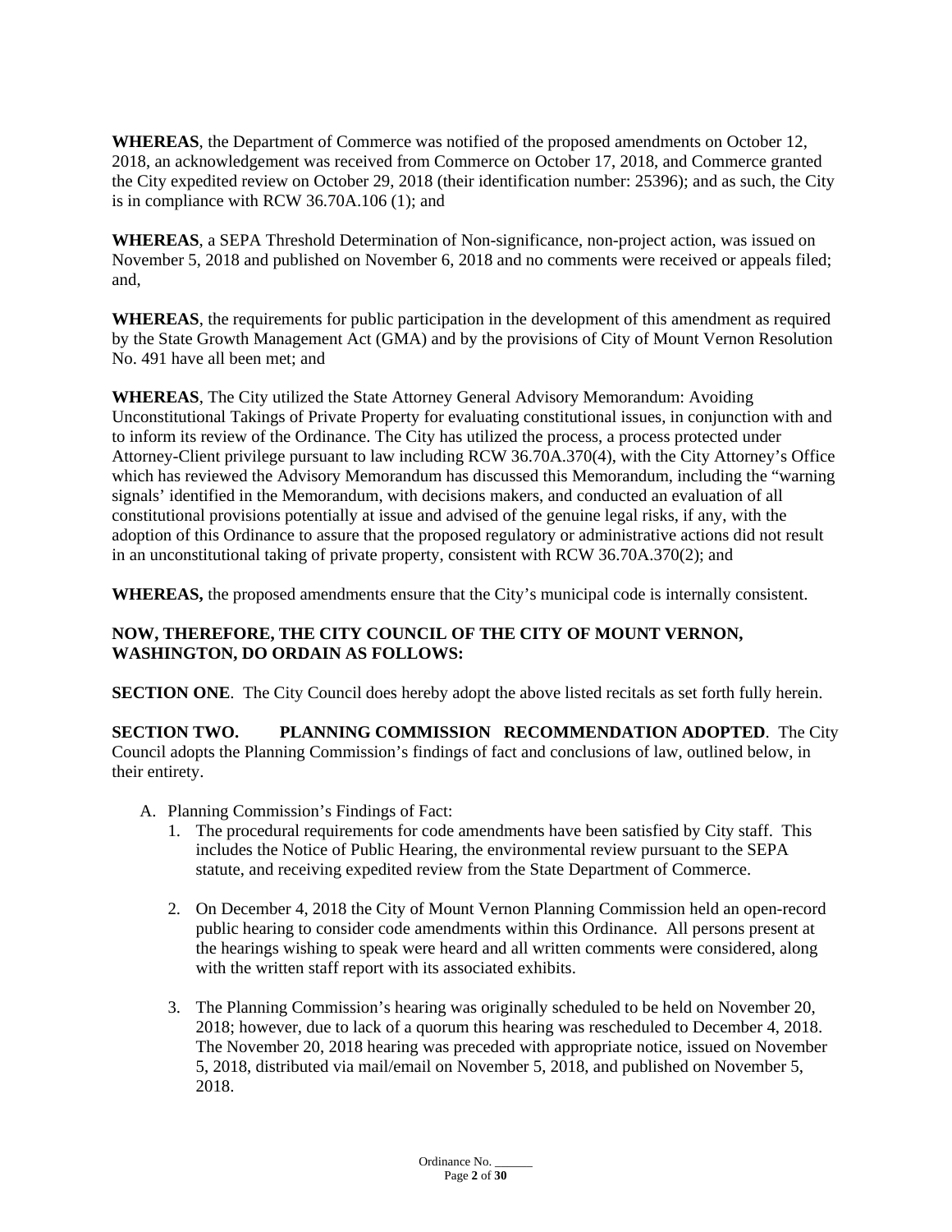**WHEREAS**, the Department of Commerce was notified of the proposed amendments on October 12, 2018, an acknowledgement was received from Commerce on October 17, 2018, and Commerce granted the City expedited review on October 29, 2018 (their identification number: 25396); and as such, the City is in compliance with RCW 36.70A.106 (1); and

**WHEREAS**, a SEPA Threshold Determination of Non-significance, non-project action, was issued on November 5, 2018 and published on November 6, 2018 and no comments were received or appeals filed; and,

**WHEREAS**, the requirements for public participation in the development of this amendment as required by the State Growth Management Act (GMA) and by the provisions of City of Mount Vernon Resolution No. 491 have all been met; and

**WHEREAS**, The City utilized the State Attorney General Advisory Memorandum: Avoiding Unconstitutional Takings of Private Property for evaluating constitutional issues, in conjunction with and to inform its review of the Ordinance. The City has utilized the process, a process protected under Attorney-Client privilege pursuant to law including RCW 36.70A.370(4), with the City Attorney's Office which has reviewed the Advisory Memorandum has discussed this Memorandum, including the "warning signals' identified in the Memorandum, with decisions makers, and conducted an evaluation of all constitutional provisions potentially at issue and advised of the genuine legal risks, if any, with the adoption of this Ordinance to assure that the proposed regulatory or administrative actions did not result in an unconstitutional taking of private property, consistent with RCW 36.70A.370(2); and

**WHEREAS,** the proposed amendments ensure that the City's municipal code is internally consistent.

**NOW, THEREFORE, THE CITY COUNCIL OF THE CITY OF MOUNT VERNON, WASHINGTON, DO ORDAIN AS FOLLOWS:**

**SECTION ONE**. The City Council does hereby adopt the above listed recitals as set forth fully herein.

**SECTION TWO. PLANNING COMMISSION RECOMMENDATION ADOPTED**. The City Council adopts the Planning Commission's findings of fact and conclusions of law, outlined below, in their entirety.

A. Planning Commission's Findings of Fact:
   1. The procedural requirements for code amendments have been satisfied by City staff. This includes the Notice of Public Hearing, the environmental review pursuant to the SEPA statute, and receiving expedited review from the State Department of Commerce.

   2. On December 4, 2018 the City of Mount Vernon Planning Commission held an open-record public hearing to consider code amendments within this Ordinance. All persons present at the hearings wishing to speak were heard and all written comments were considered, along with the written staff report with its associated exhibits.

   3. The Planning Commission's hearing was originally scheduled to be held on November 20, 2018; however, due to lack of a quorum this hearing was rescheduled to December 4, 2018. The November 20, 2018 hearing was preceded with appropriate notice, issued on November 5, 2018, distributed via mail/email on November 5, 2018, and published on November 5, 2018.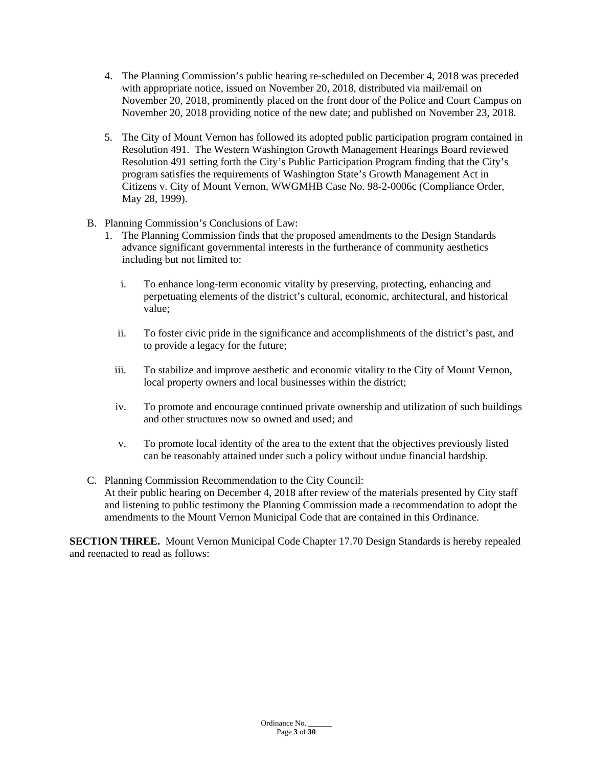4. The Planning Commission's public hearing re-scheduled on December 4, 2018 was preceded with appropriate notice, issued on November 20, 2018, distributed via mail/email on November 20, 2018, prominently placed on the front door of the Police and Court Campus on November 20, 2018 providing notice of the new date; and published on November 23, 2018.

5. The City of Mount Vernon has followed its adopted public participation program contained in Resolution 491. The Western Washington Growth Management Hearings Board reviewed Resolution 491 setting forth the City's Public Participation Program finding that the City's program satisfies the requirements of Washington State's Growth Management Act in Citizens v. City of Mount Vernon, WWGMHB Case No. 98-2-0006c (Compliance Order, May 28, 1999).

B. Planning Commission's Conclusions of Law:
   1. The Planning Commission finds that the proposed amendments to the Design Standards advance significant governmental interests in the furtherance of community aesthetics including but not limited to:

      i. To enhance long-term economic vitality by preserving, protecting, enhancing and perpetuating elements of the district's cultural, economic, architectural, and historical value;

      ii. To foster civic pride in the significance and accomplishments of the district's past, and to provide a legacy for the future;

      iii. To stabilize and improve aesthetic and economic vitality to the City of Mount Vernon, local property owners and local businesses within the district;

      iv. To promote and encourage continued private ownership and utilization of such buildings and other structures now so owned and used; and

      v. To promote local identity of the area to the extent that the objectives previously listed can be reasonably attained under such a policy without undue financial hardship.

C. Planning Commission Recommendation to the City Council:
   At their public hearing on December 4, 2018 after review of the materials presented by City staff and listening to public testimony the Planning Commission made a recommendation to adopt the amendments to the Mount Vernon Municipal Code that are contained in this Ordinance.

**SECTION THREE.** Mount Vernon Municipal Code Chapter 17.70 Design Standards is hereby repealed and reenacted to read as follows: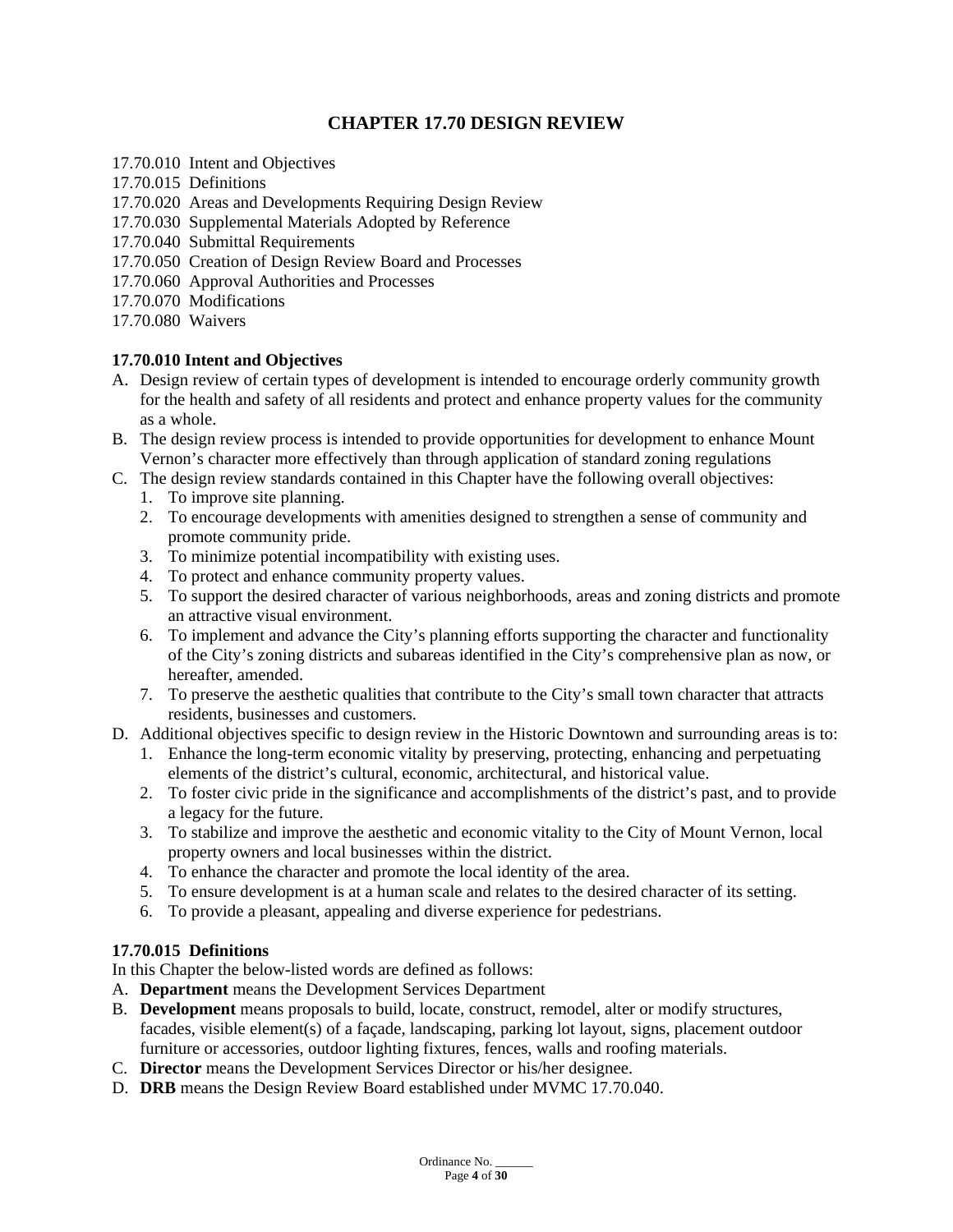# CHAPTER 17.70 DESIGN REVIEW

17.70.010 Intent and Objectives
17.70.015 Definitions
17.70.020 Areas and Developments Requiring Design Review
17.70.030 Supplemental Materials Adopted by Reference
17.70.040 Submittal Requirements
17.70.050 Creation of Design Review Board and Processes
17.70.060 Approval Authorities and Processes
17.70.070 Modifications
17.70.080 Waivers

**17.70.010 Intent and Objectives**

A. Design review of certain types of development is intended to encourage orderly community growth for the health and safety of all residents and protect and enhance property values for the community as a whole.
B. The design review process is intended to provide opportunities for development to enhance Mount Vernon's character more effectively than through application of standard zoning regulations
C. The design review standards contained in this Chapter have the following overall objectives:
   1. To improve site planning.
   2. To encourage developments with amenities designed to strengthen a sense of community and promote community pride.
   3. To minimize potential incompatibility with existing uses.
   4. To protect and enhance community property values.
   5. To support the desired character of various neighborhoods, areas and zoning districts and promote an attractive visual environment.
   6. To implement and advance the City's planning efforts supporting the character and functionality of the City's zoning districts and subareas identified in the City's comprehensive plan as now, or hereafter, amended.
   7. To preserve the aesthetic qualities that contribute to the City's small town character that attracts residents, businesses and customers.
D. Additional objectives specific to design review in the Historic Downtown and surrounding areas is to:
   1. Enhance the long-term economic vitality by preserving, protecting, enhancing and perpetuating elements of the district's cultural, economic, architectural, and historical value.
   2. To foster civic pride in the significance and accomplishments of the district's past, and to provide a legacy for the future.
   3. To stabilize and improve the aesthetic and economic vitality to the City of Mount Vernon, local property owners and local businesses within the district.
   4. To enhance the character and promote the local identity of the area.
   5. To ensure development is at a human scale and relates to the desired character of its setting.
   6. To provide a pleasant, appealing and diverse experience for pedestrians.

**17.70.015 Definitions**

In this Chapter the below-listed words are defined as follows:

A. **Department** means the Development Services Department
B. **Development** means proposals to build, locate, construct, remodel, alter or modify structures, facades, visible element(s) of a façade, landscaping, parking lot layout, signs, placement outdoor furniture or accessories, outdoor lighting fixtures, fences, walls and roofing materials.
C. **Director** means the Development Services Director or his/her designee.
D. **DRB** means the Design Review Board established under MVMC 17.70.040.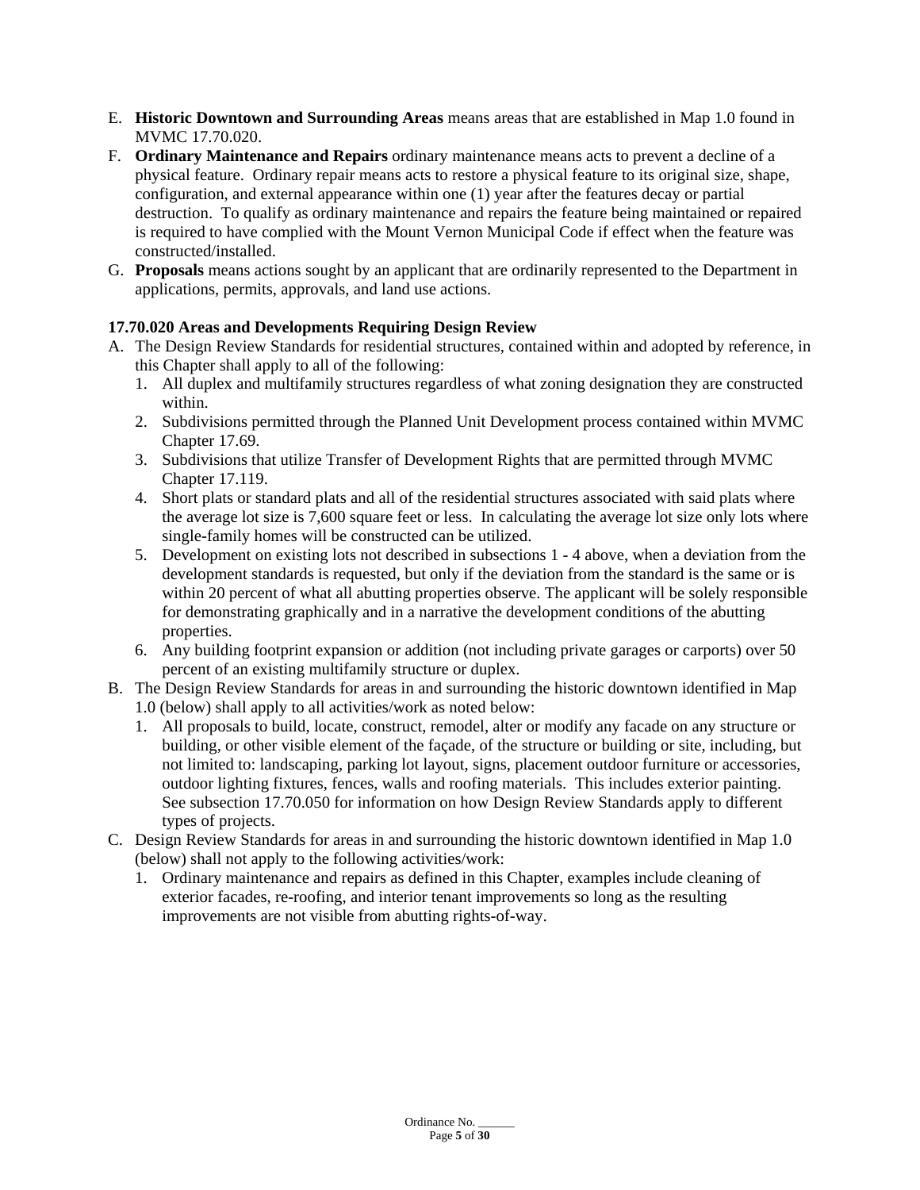E. **Historic Downtown and Surrounding Areas** means areas that are established in Map 1.0 found in MVMC 17.70.020.
F. **Ordinary Maintenance and Repairs** ordinary maintenance means acts to prevent a decline of a physical feature. Ordinary repair means acts to restore a physical feature to its original size, shape, configuration, and external appearance within one (1) year after the features decay or partial destruction. To qualify as ordinary maintenance and repairs the feature being maintained or repaired is required to have complied with the Mount Vernon Municipal Code if effect when the feature was constructed/installed.
G. **Proposals** means actions sought by an applicant that are ordinarily represented to the Department in applications, permits, approvals, and land use actions.

**17.70.020 Areas and Developments Requiring Design Review**

A. The Design Review Standards for residential structures, contained within and adopted by reference, in this Chapter shall apply to all of the following:
   1. All duplex and multifamily structures regardless of what zoning designation they are constructed within.
   2. Subdivisions permitted through the Planned Unit Development process contained within MVMC Chapter 17.69.
   3. Subdivisions that utilize Transfer of Development Rights that are permitted through MVMC Chapter 17.119.
   4. Short plats or standard plats and all of the residential structures associated with said plats where the average lot size is 7,600 square feet or less. In calculating the average lot size only lots where single-family homes will be constructed can be utilized.
   5. Development on existing lots not described in subsections 1 - 4 above, when a deviation from the development standards is requested, but only if the deviation from the standard is the same or is within 20 percent of what all abutting properties observe. The applicant will be solely responsible for demonstrating graphically and in a narrative the development conditions of the abutting properties.
   6. Any building footprint expansion or addition (not including private garages or carports) over 50 percent of an existing multifamily structure or duplex.
B. The Design Review Standards for areas in and surrounding the historic downtown identified in Map 1.0 (below) shall apply to all activities/work as noted below:
   1. All proposals to build, locate, construct, remodel, alter or modify any facade on any structure or building, or other visible element of the façade, of the structure or building or site, including, but not limited to: landscaping, parking lot layout, signs, placement outdoor furniture or accessories, outdoor lighting fixtures, fences, walls and roofing materials. This includes exterior painting. See subsection 17.70.050 for information on how Design Review Standards apply to different types of projects.
C. Design Review Standards for areas in and surrounding the historic downtown identified in Map 1.0 (below) shall not apply to the following activities/work:
   1. Ordinary maintenance and repairs as defined in this Chapter, examples include cleaning of exterior facades, re-roofing, and interior tenant improvements so long as the resulting improvements are not visible from abutting rights-of-way.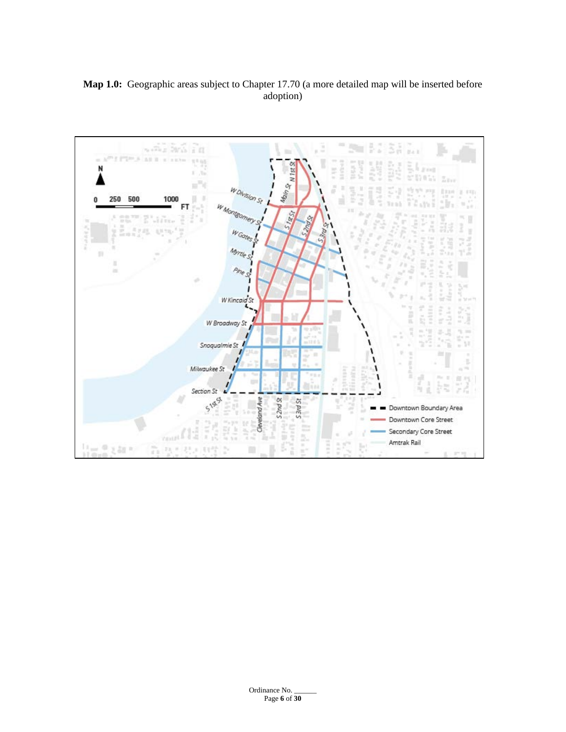**Map 1.0:** Geographic areas subject to Chapter 17.70 (a more detailed map will be inserted before adoption)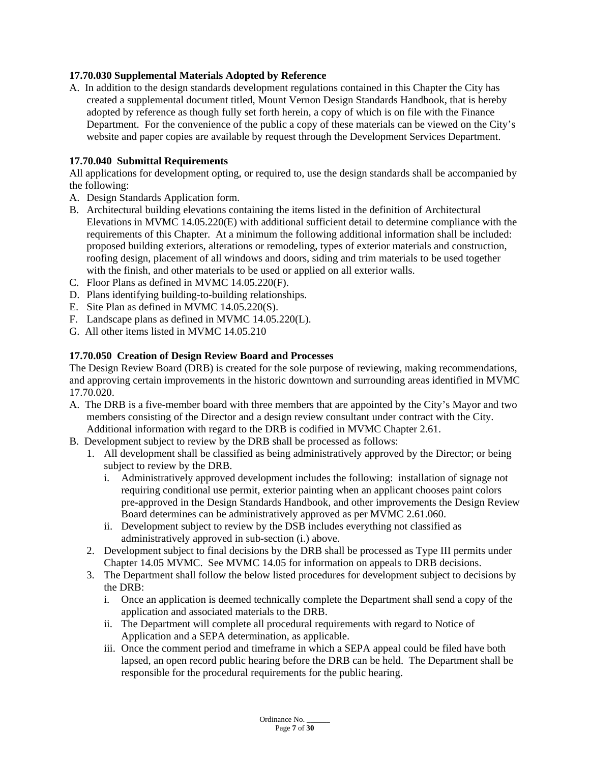**17.70.030 Supplemental Materials Adopted by Reference**

A. In addition to the design standards development regulations contained in this Chapter the City has created a supplemental document titled, Mount Vernon Design Standards Handbook, that is hereby adopted by reference as though fully set forth herein, a copy of which is on file with the Finance Department. For the convenience of the public a copy of these materials can be viewed on the City's website and paper copies are available by request through the Development Services Department.

**17.70.040 Submittal Requirements**

All applications for development opting, or required to, use the design standards shall be accompanied by the following:

A. Design Standards Application form.
B. Architectural building elevations containing the items listed in the definition of Architectural Elevations in MVMC 14.05.220(E) with additional sufficient detail to determine compliance with the requirements of this Chapter. At a minimum the following additional information shall be included: proposed building exteriors, alterations or remodeling, types of exterior materials and construction, roofing design, placement of all windows and doors, siding and trim materials to be used together with the finish, and other materials to be used or applied on all exterior walls.
C. Floor Plans as defined in MVMC 14.05.220(F).
D. Plans identifying building-to-building relationships.
E. Site Plan as defined in MVMC 14.05.220(S).
F. Landscape plans as defined in MVMC 14.05.220(L).
G. All other items listed in MVMC 14.05.210

**17.70.050 Creation of Design Review Board and Processes**

The Design Review Board (DRB) is created for the sole purpose of reviewing, making recommendations, and approving certain improvements in the historic downtown and surrounding areas identified in MVMC 17.70.020.

A. The DRB is a five-member board with three members that are appointed by the City's Mayor and two members consisting of the Director and a design review consultant under contract with the City. Additional information with regard to the DRB is codified in MVMC Chapter 2.61.
B. Development subject to review by the DRB shall be processed as follows:
   1. All development shall be classified as being administratively approved by the Director; or being subject to review by the DRB.
      i. Administratively approved development includes the following: installation of signage not requiring conditional use permit, exterior painting when an applicant chooses paint colors pre-approved in the Design Standards Handbook, and other improvements the Design Review Board determines can be administratively approved as per MVMC 2.61.060.
      ii. Development subject to review by the DSB includes everything not classified as administratively approved in sub-section (i.) above.
   2. Development subject to final decisions by the DRB shall be processed as Type III permits under Chapter 14.05 MVMC. See MVMC 14.05 for information on appeals to DRB decisions.
   3. The Department shall follow the below listed procedures for development subject to decisions by the DRB:
      i. Once an application is deemed technically complete the Department shall send a copy of the application and associated materials to the DRB.
      ii. The Department will complete all procedural requirements with regard to Notice of Application and a SEPA determination, as applicable.
      iii. Once the comment period and timeframe in which a SEPA appeal could be filed have both lapsed, an open record public hearing before the DRB can be held. The Department shall be responsible for the procedural requirements for the public hearing.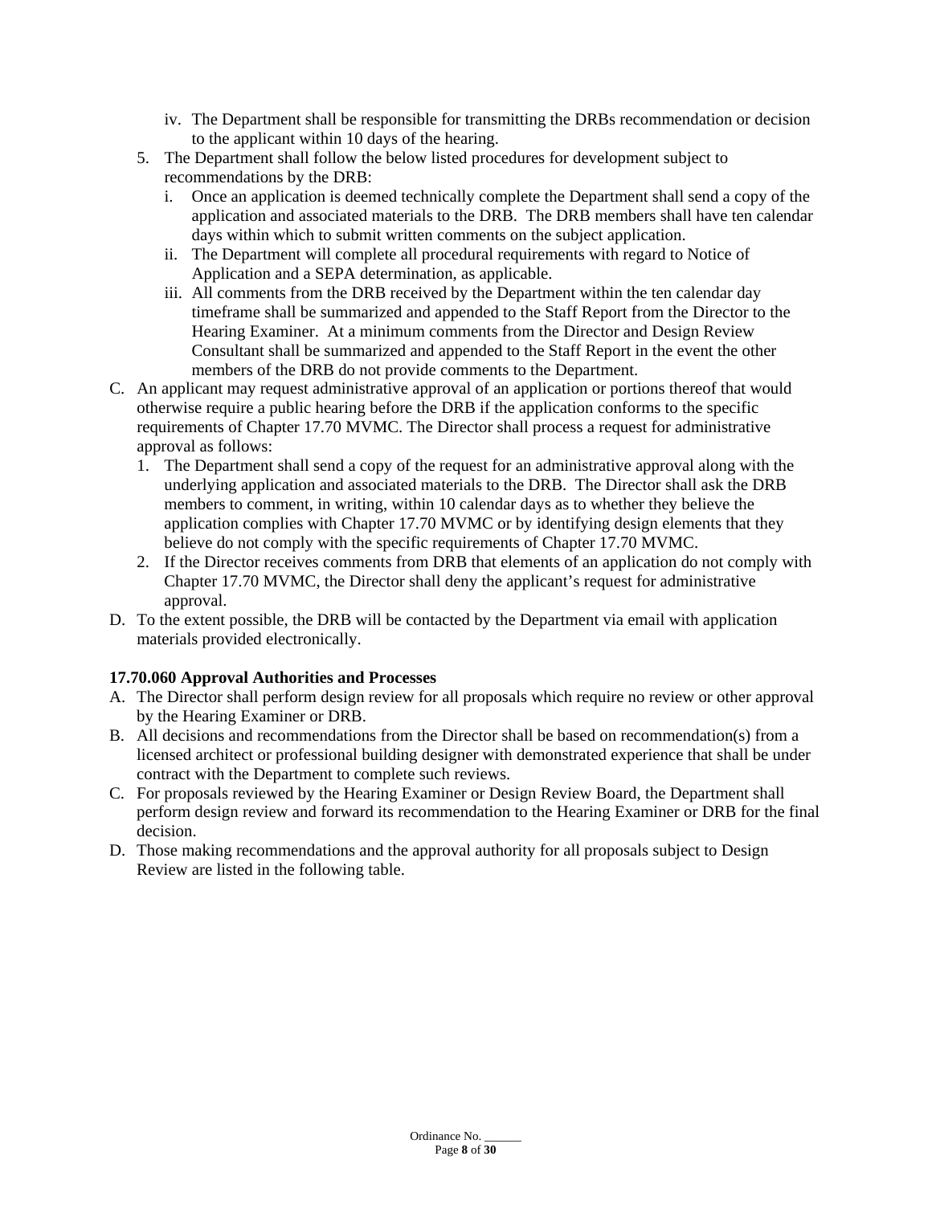iv. The Department shall be responsible for transmitting the DRBs recommendation or decision to the applicant within 10 days of the hearing.

5. The Department shall follow the below listed procedures for development subject to recommendations by the DRB:
   i. Once an application is deemed technically complete the Department shall send a copy of the application and associated materials to the DRB. The DRB members shall have ten calendar days within which to submit written comments on the subject application.
   ii. The Department will complete all procedural requirements with regard to Notice of Application and a SEPA determination, as applicable.
   iii. All comments from the DRB received by the Department within the ten calendar day timeframe shall be summarized and appended to the Staff Report from the Director to the Hearing Examiner. At a minimum comments from the Director and Design Review Consultant shall be summarized and appended to the Staff Report in the event the other members of the DRB do not provide comments to the Department.

C. An applicant may request administrative approval of an application or portions thereof that would otherwise require a public hearing before the DRB if the application conforms to the specific requirements of Chapter 17.70 MVMC. The Director shall process a request for administrative approval as follows:
   1. The Department shall send a copy of the request for an administrative approval along with the underlying application and associated materials to the DRB. The Director shall ask the DRB members to comment, in writing, within 10 calendar days as to whether they believe the application complies with Chapter 17.70 MVMC or by identifying design elements that they believe do not comply with the specific requirements of Chapter 17.70 MVMC.
   2. If the Director receives comments from DRB that elements of an application do not comply with Chapter 17.70 MVMC, the Director shall deny the applicant's request for administrative approval.

D. To the extent possible, the DRB will be contacted by the Department via email with application materials provided electronically.

**17.70.060 Approval Authorities and Processes**

A. The Director shall perform design review for all proposals which require no review or other approval by the Hearing Examiner or DRB.

B. All decisions and recommendations from the Director shall be based on recommendation(s) from a licensed architect or professional building designer with demonstrated experience that shall be under contract with the Department to complete such reviews.

C. For proposals reviewed by the Hearing Examiner or Design Review Board, the Department shall perform design review and forward its recommendation to the Hearing Examiner or DRB for the final decision.

D. Those making recommendations and the approval authority for all proposals subject to Design Review are listed in the following table.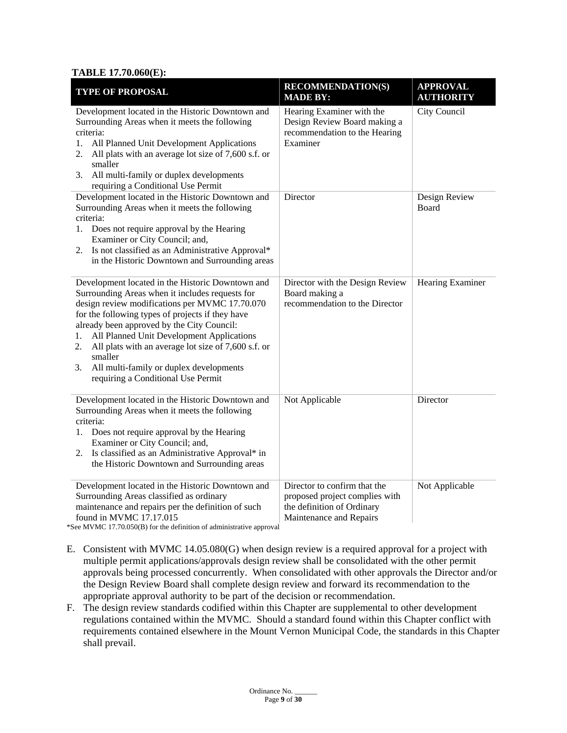**TABLE 17.70.060(E):**

| TYPE OF PROPOSAL | RECOMMENDATION(S) MADE BY: | APPROVAL AUTHORITY |
|---|---|---|
| Development located in the Historic Downtown and Surrounding Areas when it meets the following criteria:<br>1. All Planned Unit Development Applications<br>2. All plats with an average lot size of 7,600 s.f. or smaller<br>3. All multi-family or duplex developments requiring a Conditional Use Permit | Hearing Examiner with the Design Review Board making a recommendation to the Hearing Examiner | City Council |
| Development located in the Historic Downtown and Surrounding Areas when it meets the following criteria:<br>1. Does not require approval by the Hearing Examiner or City Council; and,<br>2. Is not classified as an Administrative Approval* in the Historic Downtown and Surrounding areas | Director | Design Review Board |
| Development located in the Historic Downtown and Surrounding Areas when it includes requests for design review modifications per MVMC 17.70.070 for the following types of projects if they have already been approved by the City Council:<br>1. All Planned Unit Development Applications<br>2. All plats with an average lot size of 7,600 s.f. or smaller<br>3. All multi-family or duplex developments requiring a Conditional Use Permit | Director with the Design Review Board making a recommendation to the Director | Hearing Examiner |
| Development located in the Historic Downtown and Surrounding Areas when it meets the following criteria:<br>1. Does not require approval by the Hearing Examiner or City Council; and,<br>2. Is classified as an Administrative Approval* in the Historic Downtown and Surrounding areas | Not Applicable | Director |
| Development located in the Historic Downtown and Surrounding Areas classified as ordinary maintenance and repairs per the definition of such found in MVMC 17.17.015 | Director to confirm that the proposed project complies with the definition of Ordinary Maintenance and Repairs | Not Applicable |

*See MVMC 17.70.050(B) for the definition of administrative approval

E. Consistent with MVMC 14.05.080(G) when design review is a required approval for a project with multiple permit applications/approvals design review shall be consolidated with the other permit approvals being processed concurrently. When consolidated with other approvals the Director and/or the Design Review Board shall complete design review and forward its recommendation to the appropriate approval authority to be part of the decision or recommendation.

F. The design review standards codified within this Chapter are supplemental to other development regulations contained within the MVMC. Should a standard found within this Chapter conflict with requirements contained elsewhere in the Mount Vernon Municipal Code, the standards in this Chapter shall prevail.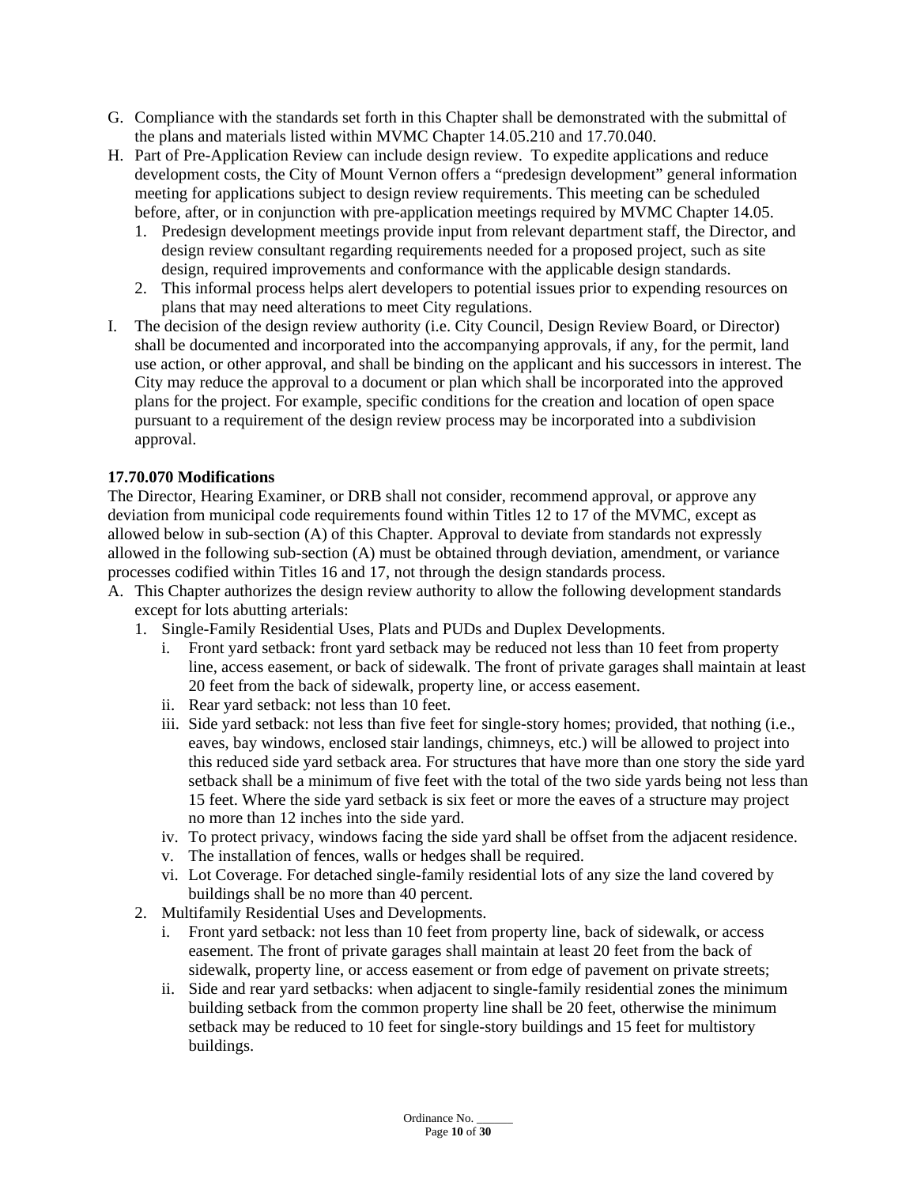G. Compliance with the standards set forth in this Chapter shall be demonstrated with the submittal of the plans and materials listed within MVMC Chapter 14.05.210 and 17.70.040.

H. Part of Pre-Application Review can include design review. To expedite applications and reduce development costs, the City of Mount Vernon offers a "predesign development" general information meeting for applications subject to design review requirements. This meeting can be scheduled before, after, or in conjunction with pre-application meetings required by MVMC Chapter 14.05.

   1. Predesign development meetings provide input from relevant department staff, the Director, and design review consultant regarding requirements needed for a proposed project, such as site design, required improvements and conformance with the applicable design standards.
   2. This informal process helps alert developers to potential issues prior to expending resources on plans that may need alterations to meet City regulations.

I. The decision of the design review authority (i.e. City Council, Design Review Board, or Director) shall be documented and incorporated into the accompanying approvals, if any, for the permit, land use action, or other approval, and shall be binding on the applicant and his successors in interest. The City may reduce the approval to a document or plan which shall be incorporated into the approved plans for the project. For example, specific conditions for the creation and location of open space pursuant to a requirement of the design review process may be incorporated into a subdivision approval.

**17.70.070 Modifications**

The Director, Hearing Examiner, or DRB shall not consider, recommend approval, or approve any deviation from municipal code requirements found within Titles 12 to 17 of the MVMC, except as allowed below in sub-section (A) of this Chapter. Approval to deviate from standards not expressly allowed in the following sub-section (A) must be obtained through deviation, amendment, or variance processes codified within Titles 16 and 17, not through the design standards process.

A. This Chapter authorizes the design review authority to allow the following development standards except for lots abutting arterials:

   1. Single-Family Residential Uses, Plats and PUDs and Duplex Developments.
      i. Front yard setback: front yard setback may be reduced not less than 10 feet from property line, access easement, or back of sidewalk. The front of private garages shall maintain at least 20 feet from the back of sidewalk, property line, or access easement.
      ii. Rear yard setback: not less than 10 feet.
      iii. Side yard setback: not less than five feet for single-story homes; provided, that nothing (i.e., eaves, bay windows, enclosed stair landings, chimneys, etc.) will be allowed to project into this reduced side yard setback area. For structures that have more than one story the side yard setback shall be a minimum of five feet with the total of the two side yards being not less than 15 feet. Where the side yard setback is six feet or more the eaves of a structure may project no more than 12 inches into the side yard.
      iv. To protect privacy, windows facing the side yard shall be offset from the adjacent residence.
      v. The installation of fences, walls or hedges shall be required.
      vi. Lot Coverage. For detached single-family residential lots of any size the land covered by buildings shall be no more than 40 percent.
   2. Multifamily Residential Uses and Developments.
      i. Front yard setback: not less than 10 feet from property line, back of sidewalk, or access easement. The front of private garages shall maintain at least 20 feet from the back of sidewalk, property line, or access easement or from edge of pavement on private streets;
      ii. Side and rear yard setbacks: when adjacent to single-family residential zones the minimum building setback from the common property line shall be 20 feet, otherwise the minimum setback may be reduced to 10 feet for single-story buildings and 15 feet for multistory buildings.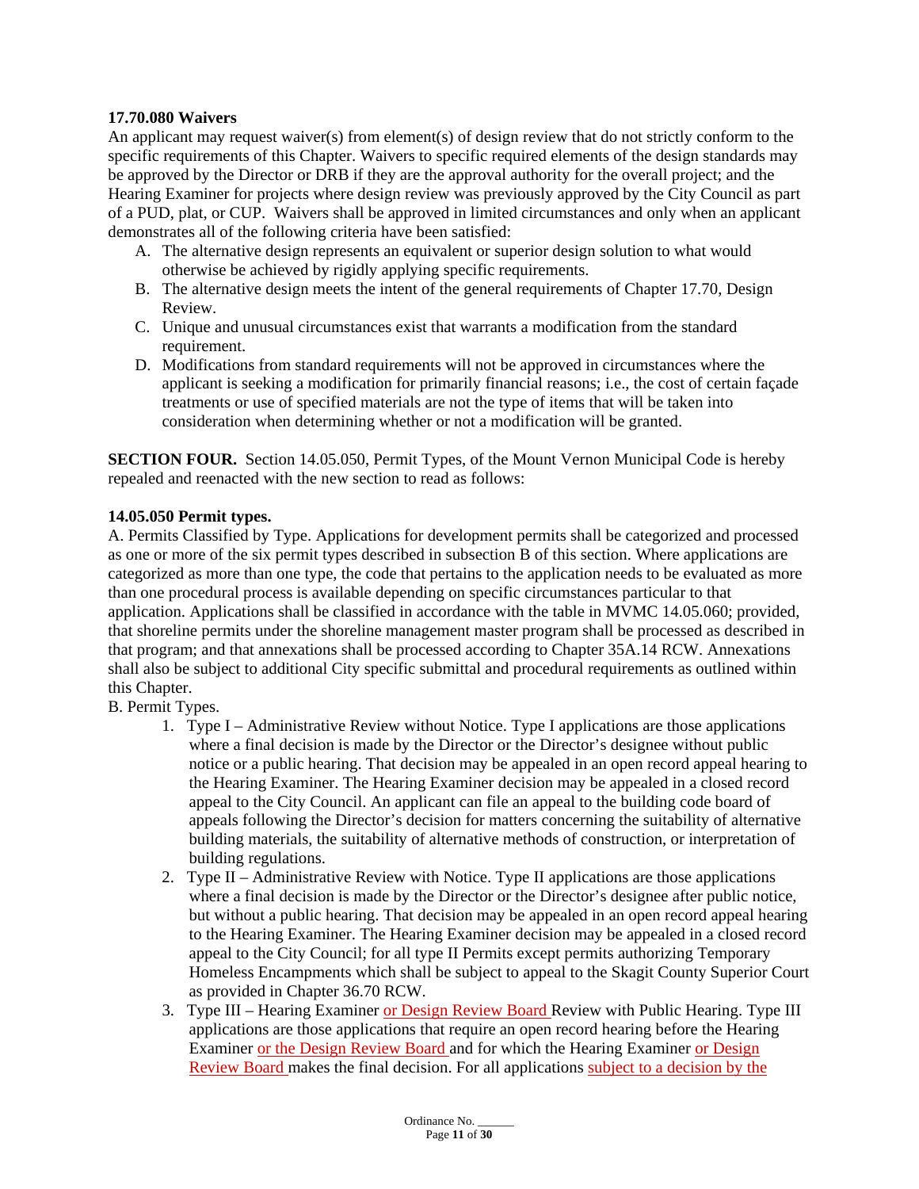**17.70.080 Waivers**

An applicant may request waiver(s) from element(s) of design review that do not strictly conform to the specific requirements of this Chapter. Waivers to specific required elements of the design standards may be approved by the Director or DRB if they are the approval authority for the overall project; and the Hearing Examiner for projects where design review was previously approved by the City Council as part of a PUD, plat, or CUP. Waivers shall be approved in limited circumstances and only when an applicant demonstrates all of the following criteria have been satisfied:

A. The alternative design represents an equivalent or superior design solution to what would otherwise be achieved by rigidly applying specific requirements.
B. The alternative design meets the intent of the general requirements of Chapter 17.70, Design Review.
C. Unique and unusual circumstances exist that warrants a modification from the standard requirement.
D. Modifications from standard requirements will not be approved in circumstances where the applicant is seeking a modification for primarily financial reasons; i.e., the cost of certain façade treatments or use of specified materials are not the type of items that will be taken into consideration when determining whether or not a modification will be granted.

**SECTION FOUR.** Section 14.05.050, Permit Types, of the Mount Vernon Municipal Code is hereby repealed and reenacted with the new section to read as follows:

**14.05.050 Permit types.**

A. Permits Classified by Type. Applications for development permits shall be categorized and processed as one or more of the six permit types described in subsection B of this section. Where applications are categorized as more than one type, the code that pertains to the application needs to be evaluated as more than one procedural process is available depending on specific circumstances particular to that application. Applications shall be classified in accordance with the table in MVMC 14.05.060; provided, that shoreline permits under the shoreline management master program shall be processed as described in that program; and that annexations shall be processed according to Chapter 35A.14 RCW. Annexations shall also be subject to additional City specific submittal and procedural requirements as outlined within this Chapter.

B. Permit Types.

1. Type I – Administrative Review without Notice. Type I applications are those applications where a final decision is made by the Director or the Director's designee without public notice or a public hearing. That decision may be appealed in an open record appeal hearing to the Hearing Examiner. The Hearing Examiner decision may be appealed in a closed record appeal to the City Council. An applicant can file an appeal to the building code board of appeals following the Director's decision for matters concerning the suitability of alternative building materials, the suitability of alternative methods of construction, or interpretation of building regulations.
2. Type II – Administrative Review with Notice. Type II applications are those applications where a final decision is made by the Director or the Director's designee after public notice, but without a public hearing. That decision may be appealed in an open record appeal hearing to the Hearing Examiner. The Hearing Examiner decision may be appealed in a closed record appeal to the City Council; for all type II Permits except permits authorizing Temporary Homeless Encampments which shall be subject to appeal to the Skagit County Superior Court as provided in Chapter 36.70 RCW.
3. Type III – Hearing Examiner or Design Review Board Review with Public Hearing. Type III applications are those applications that require an open record hearing before the Hearing Examiner or the Design Review Board and for which the Hearing Examiner or Design Review Board makes the final decision. For all applications subject to a decision by the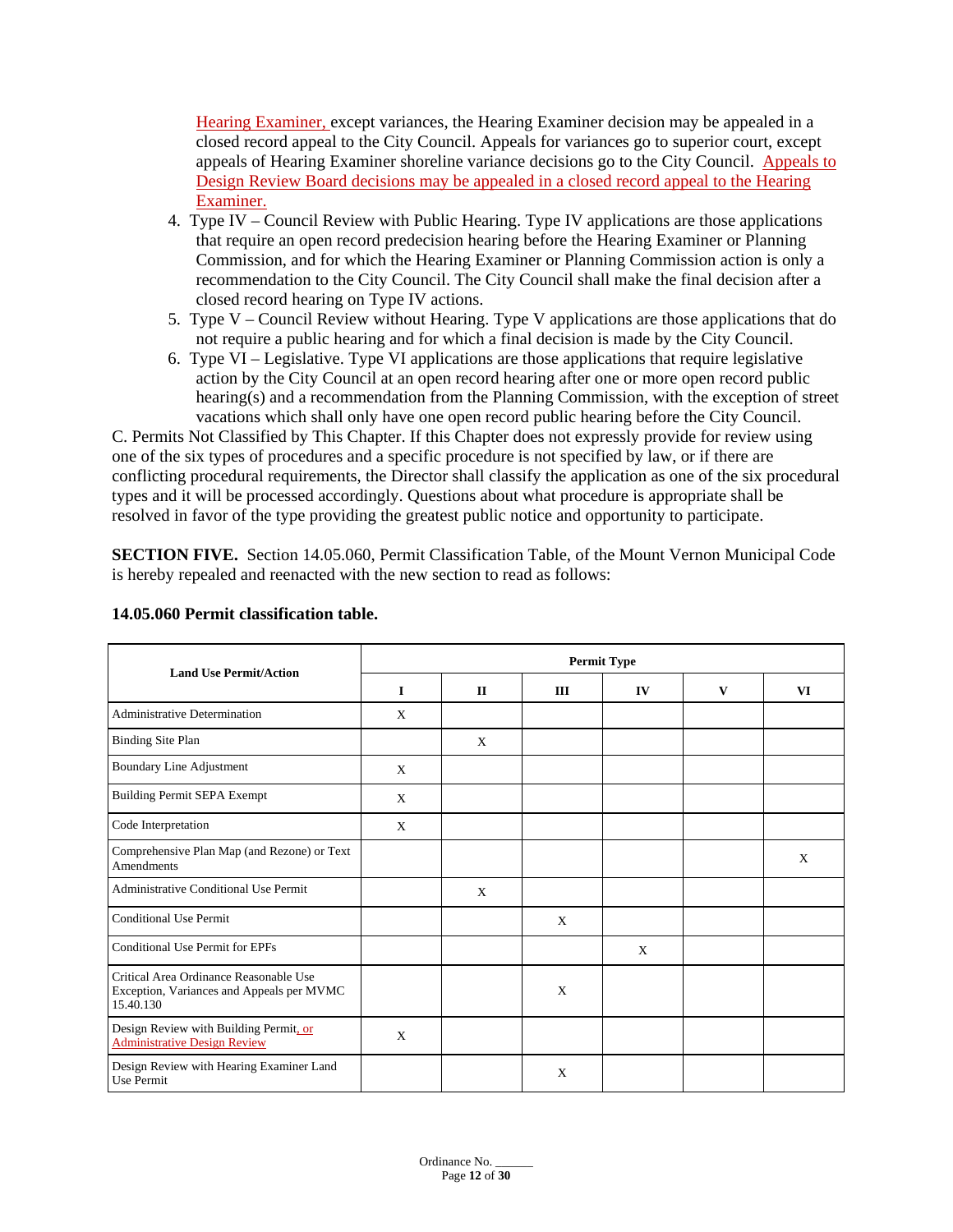Hearing Examiner, except variances, the Hearing Examiner decision may be appealed in a closed record appeal to the City Council. Appeals for variances go to superior court, except appeals of Hearing Examiner shoreline variance decisions go to the City Council. Appeals to Design Review Board decisions may be appealed in a closed record appeal to the Hearing Examiner.

4. Type IV – Council Review with Public Hearing. Type IV applications are those applications that require an open record predecision hearing before the Hearing Examiner or Planning Commission, and for which the Hearing Examiner or Planning Commission action is only a recommendation to the City Council. The City Council shall make the final decision after a closed record hearing on Type IV actions.
5. Type V – Council Review without Hearing. Type V applications are those applications that do not require a public hearing and for which a final decision is made by the City Council.
6. Type VI – Legislative. Type VI applications are those applications that require legislative action by the City Council at an open record hearing after one or more open record public hearing(s) and a recommendation from the Planning Commission, with the exception of street vacations which shall only have one open record public hearing before the City Council.

C. Permits Not Classified by This Chapter. If this Chapter does not expressly provide for review using one of the six types of procedures and a specific procedure is not specified by law, or if there are conflicting procedural requirements, the Director shall classify the application as one of the six procedural types and it will be processed accordingly. Questions about what procedure is appropriate shall be resolved in favor of the type providing the greatest public notice and opportunity to participate.

**SECTION FIVE.** Section 14.05.060, Permit Classification Table, of the Mount Vernon Municipal Code is hereby repealed and reenacted with the new section to read as follows:

**14.05.060 Permit classification table.**

| Land Use Permit/Action | Permit Type | | | | | |
|---|---|---|---|---|---|---|
| | I | II | III | IV | V | VI |
| Administrative Determination | X | | | | | |
| Binding Site Plan | | X | | | | |
| Boundary Line Adjustment | X | | | | | |
| Building Permit SEPA Exempt | X | | | | | |
| Code Interpretation | X | | | | | |
| Comprehensive Plan Map (and Rezone) or Text Amendments | | | | | | X |
| Administrative Conditional Use Permit | | X | | | | |
| Conditional Use Permit | | | X | | | |
| Conditional Use Permit for EPFs | | | | X | | |
| Critical Area Ordinance Reasonable Use Exception, Variances and Appeals per MVMC 15.40.130 | | | X | | | |
| Design Review with Building Permit, or Administrative Design Review | X | | | | | |
| Design Review with Hearing Examiner Land Use Permit | | | X | | | |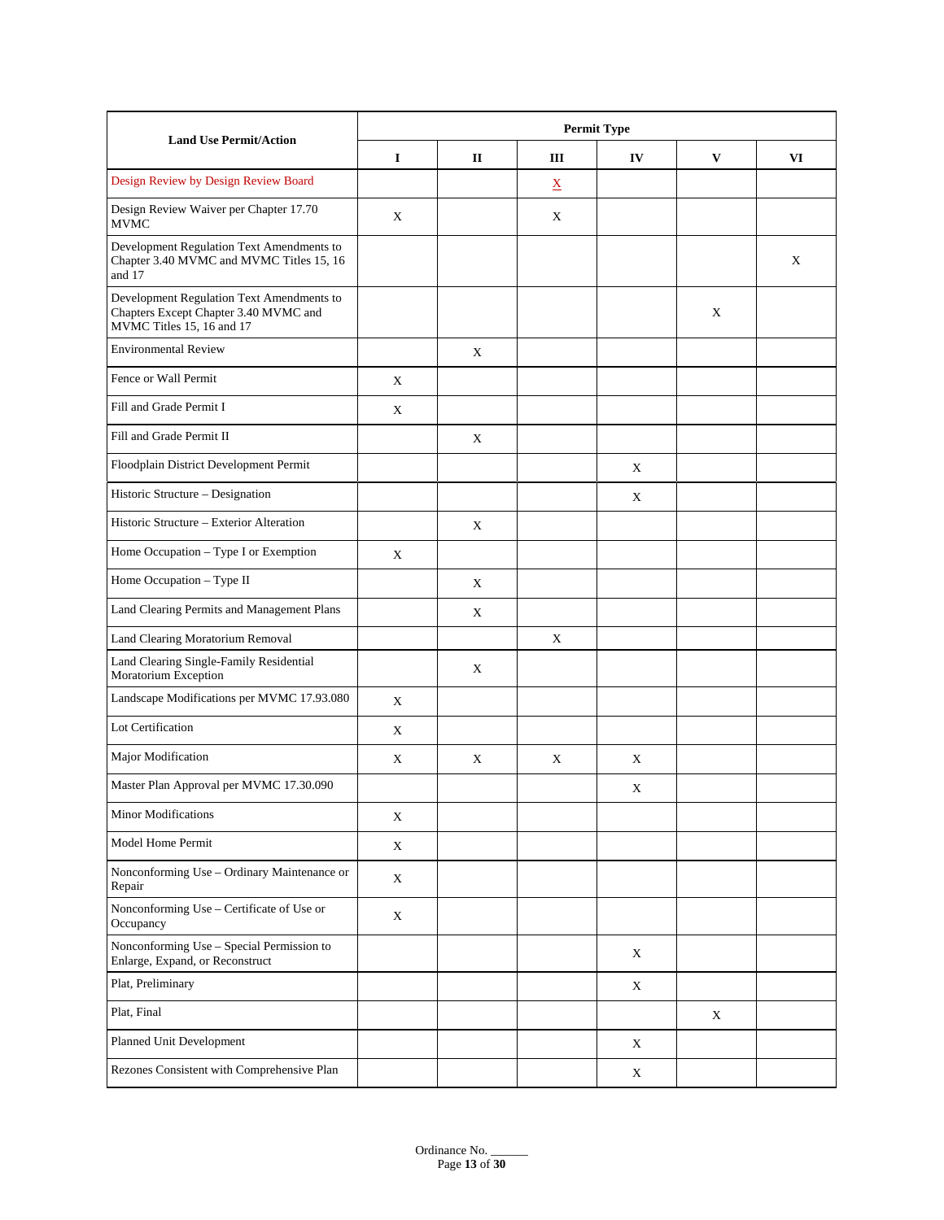| Land Use Permit/Action | Permit Type | | | | | |
|---|---|---|---|---|---|---|
| | I | II | III | IV | V | VI |
| Design Review by Design Review Board | | | X | | | |
| Design Review Waiver per Chapter 17.70 MVMC | X | | X | | | |
| Development Regulation Text Amendments to Chapter 3.40 MVMC and MVMC Titles 15, 16 and 17 | | | | | | X |
| Development Regulation Text Amendments to Chapters Except Chapter 3.40 MVMC and MVMC Titles 15, 16 and 17 | | | | | X | |
| Environmental Review | | X | | | | |
| Fence or Wall Permit | X | | | | | |
| Fill and Grade Permit I | X | | | | | |
| Fill and Grade Permit II | | X | | | | |
| Floodplain District Development Permit | | | | X | | |
| Historic Structure – Designation | | | | X | | |
| Historic Structure – Exterior Alteration | | X | | | | |
| Home Occupation – Type I or Exemption | X | | | | | |
| Home Occupation – Type II | | X | | | | |
| Land Clearing Permits and Management Plans | | X | | | | |
| Land Clearing Moratorium Removal | | | X | | | |
| Land Clearing Single-Family Residential Moratorium Exception | | X | | | | |
| Landscape Modifications per MVMC 17.93.080 | X | | | | | |
| Lot Certification | X | | | | | |
| Major Modification | X | X | X | X | | |
| Master Plan Approval per MVMC 17.30.090 | | | | X | | |
| Minor Modifications | X | | | | | |
| Model Home Permit | X | | | | | |
| Nonconforming Use – Ordinary Maintenance or Repair | X | | | | | |
| Nonconforming Use – Certificate of Use or Occupancy | X | | | | | |
| Nonconforming Use – Special Permission to Enlarge, Expand, or Reconstruct | | | | X | | |
| Plat, Preliminary | | | | X | | |
| Plat, Final | | | | | X | |
| Planned Unit Development | | | | X | | |
| Rezones Consistent with Comprehensive Plan | | | | X | | |

Ordinance No. ______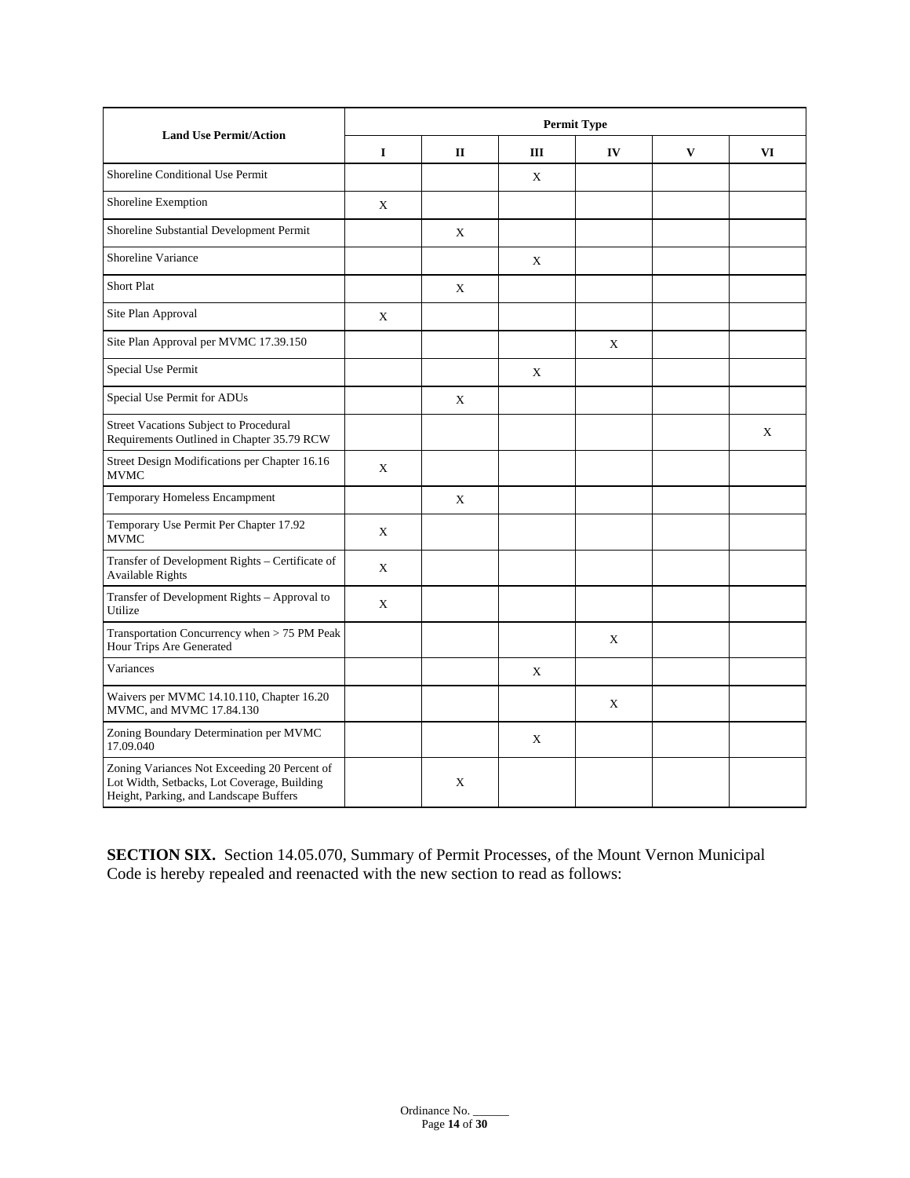| Land Use Permit/Action | Permit Type | | | | | |
|---|---|---|---|---|---|---|
| | I | II | III | IV | V | VI |
| Shoreline Conditional Use Permit | | | X | | | |
| Shoreline Exemption | X | | | | | |
| Shoreline Substantial Development Permit | | X | | | | |
| Shoreline Variance | | | X | | | |
| Short Plat | | X | | | | |
| Site Plan Approval | X | | | | | |
| Site Plan Approval per MVMC 17.39.150 | | | | X | | |
| Special Use Permit | | | X | | | |
| Special Use Permit for ADUs | | X | | | | |
| Street Vacations Subject to Procedural Requirements Outlined in Chapter 35.79 RCW | | | | | | X |
| Street Design Modifications per Chapter 16.16 MVMC | X | | | | | |
| Temporary Homeless Encampment | | X | | | | |
| Temporary Use Permit Per Chapter 17.92 MVMC | X | | | | | |
| Transfer of Development Rights – Certificate of Available Rights | X | | | | | |
| Transfer of Development Rights – Approval to Utilize | X | | | | | |
| Transportation Concurrency when > 75 PM Peak Hour Trips Are Generated | | | | X | | |
| Variances | | | X | | | |
| Waivers per MVMC 14.10.110, Chapter 16.20 MVMC, and MVMC 17.84.130 | | | | X | | |
| Zoning Boundary Determination per MVMC 17.09.040 | | | X | | | |
| Zoning Variances Not Exceeding 20 Percent of Lot Width, Setbacks, Lot Coverage, Building Height, Parking, and Landscape Buffers | | X | | | | |

**SECTION SIX.** Section 14.05.070, Summary of Permit Processes, of the Mount Vernon Municipal Code is hereby repealed and reenacted with the new section to read as follows: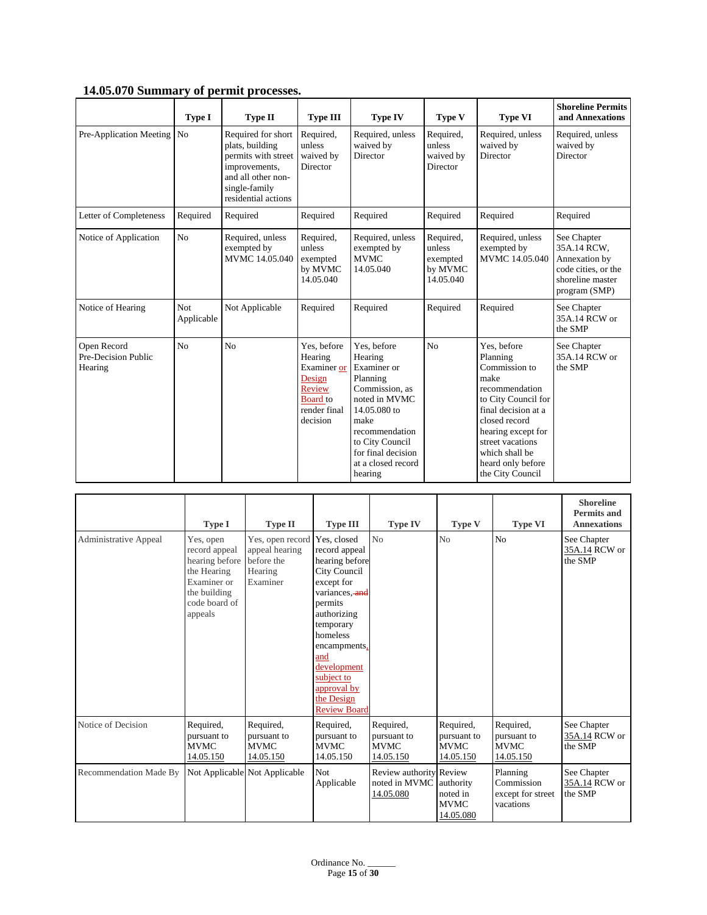### 14.05.070 Summary of permit processes.

| | Type I | Type II | Type III | Type IV | Type V | Type VI | Shoreline Permits and Annexations |
|---|---|---|---|---|---|---|---|
| Pre-Application Meeting | No | Required for short plats, building permits with street improvements, and all other non-single-family residential actions | Required, unless waived by Director | Required, unless waived by Director | Required, unless waived by Director | Required, unless waived by Director | Required, unless waived by Director |
| Letter of Completeness | Required | Required | Required | Required | Required | Required | Required |
| Notice of Application | No | Required, unless exempted by MVMC 14.05.040 | Required, unless exempted by MVMC 14.05.040 | Required, unless exempted by MVMC 14.05.040 | Required, unless exempted by MVMC 14.05.040 | Required, unless exempted by MVMC 14.05.040 | See Chapter 35A.14 RCW, Annexation by code cities, or the shoreline master program (SMP) |
| Notice of Hearing | Not Applicable | Not Applicable | Required | Required | Required | Required | See Chapter 35A.14 RCW or the SMP |
| Open Record Pre-Decision Public Hearing | No | No | Yes, before Hearing Examiner or Design Review Board to render final decision | Yes, before Hearing Examiner or Planning Commission, as noted in MVMC 14.05.080 to make recommendation to City Council for final decision at a closed record hearing | No | Yes, before Planning Commission to make recommendation to City Council for final decision at a closed record hearing except for street vacations which shall be heard only before the City Council | See Chapter 35A.14 RCW or the SMP |
| Administrative Appeal | Yes, open record appeal hearing before the Hearing Examiner or the building code board of appeals | Yes, open record appeal hearing before the Hearing Examiner | Yes, closed record appeal hearing before City Council except for variances, ~~and~~ permits authorizing temporary homeless encampments, and development subject to approval by the Design Review Board | No | No | No | See Chapter 35A.14 RCW or the SMP |
| Notice of Decision | Required, pursuant to MVMC 14.05.150 | Required, pursuant to MVMC 14.05.150 | Required, pursuant to MVMC 14.05.150 | Required, pursuant to MVMC 14.05.150 | Required, pursuant to MVMC 14.05.150 | Required, pursuant to MVMC 14.05.150 | See Chapter 35A.14 RCW or the SMP |
| Recommendation Made By | Not Applicable | Not Applicable | Not Applicable | Review authority noted in MVMC 14.05.080 | Review authority noted in MVMC 14.05.080 | Planning Commission except for street vacations | See Chapter 35A.14 RCW or the SMP |

Ordinance No. ______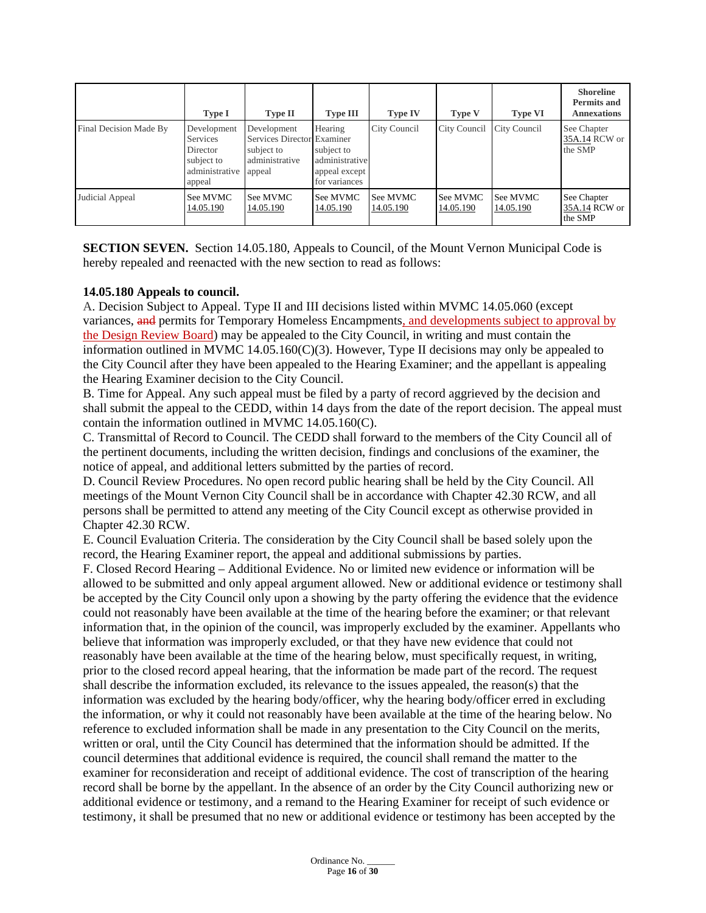| | Type I | Type II | Type III | Type IV | Type V | Type VI | Shoreline Permits and Annexations |
|---|---|---|---|---|---|---|---|
| Final Decision Made By | Development Services Director subject to administrative appeal | Development Services Director subject to administrative appeal | Hearing Examiner subject to administrative appeal except for variances | City Council | City Council | City Council | See Chapter 35A.14 RCW or the SMP |
| Judicial Appeal | See MVMC 14.05.190 | See MVMC 14.05.190 | See MVMC 14.05.190 | See MVMC 14.05.190 | See MVMC 14.05.190 | See MVMC 14.05.190 | See Chapter 35A.14 RCW or the SMP |

**SECTION SEVEN.** Section 14.05.180, Appeals to Council, of the Mount Vernon Municipal Code is hereby repealed and reenacted with the new section to read as follows:

**14.05.180 Appeals to council.**

A. Decision Subject to Appeal. Type II and III decisions listed within MVMC 14.05.060 (except variances, ~~and~~ permits for Temporary Homeless Encampments, and developments subject to approval by the Design Review Board) may be appealed to the City Council, in writing and must contain the information outlined in MVMC 14.05.160(C)(3). However, Type II decisions may only be appealed to the City Council after they have been appealed to the Hearing Examiner; and the appellant is appealing the Hearing Examiner decision to the City Council.

B. Time for Appeal. Any such appeal must be filed by a party of record aggrieved by the decision and shall submit the appeal to the CEDD, within 14 days from the date of the report decision. The appeal must contain the information outlined in MVMC 14.05.160(C).

C. Transmittal of Record to Council. The CEDD shall forward to the members of the City Council all of the pertinent documents, including the written decision, findings and conclusions of the examiner, the notice of appeal, and additional letters submitted by the parties of record.

D. Council Review Procedures. No open record public hearing shall be held by the City Council. All meetings of the Mount Vernon City Council shall be in accordance with Chapter 42.30 RCW, and all persons shall be permitted to attend any meeting of the City Council except as otherwise provided in Chapter 42.30 RCW.

E. Council Evaluation Criteria. The consideration by the City Council shall be based solely upon the record, the Hearing Examiner report, the appeal and additional submissions by parties.

F. Closed Record Hearing – Additional Evidence. No or limited new evidence or information will be allowed to be submitted and only appeal argument allowed. New or additional evidence or testimony shall be accepted by the City Council only upon a showing by the party offering the evidence that the evidence could not reasonably have been available at the time of the hearing before the examiner; or that relevant information that, in the opinion of the council, was improperly excluded by the examiner. Appellants who believe that information was improperly excluded, or that they have new evidence that could not reasonably have been available at the time of the hearing below, must specifically request, in writing, prior to the closed record appeal hearing, that the information be made part of the record. The request shall describe the information excluded, its relevance to the issues appealed, the reason(s) that the information was excluded by the hearing body/officer, why the hearing body/officer erred in excluding the information, or why it could not reasonably have been available at the time of the hearing below. No reference to excluded information shall be made in any presentation to the City Council on the merits, written or oral, until the City Council has determined that the information should be admitted. If the council determines that additional evidence is required, the council shall remand the matter to the examiner for reconsideration and receipt of additional evidence. The cost of transcription of the hearing record shall be borne by the appellant. In the absence of an order by the City Council authorizing new or additional evidence or testimony, and a remand to the Hearing Examiner for receipt of such evidence or testimony, it shall be presumed that no new or additional evidence or testimony has been accepted by the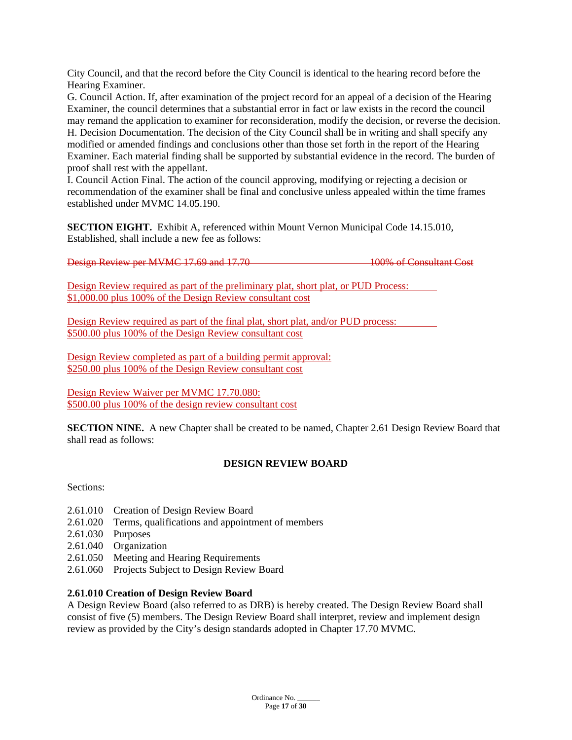City Council, and that the record before the City Council is identical to the hearing record before the Hearing Examiner.
G. Council Action. If, after examination of the project record for an appeal of a decision of the Hearing Examiner, the council determines that a substantial error in fact or law exists in the record the council may remand the application to examiner for reconsideration, modify the decision, or reverse the decision.
H. Decision Documentation. The decision of the City Council shall be in writing and shall specify any modified or amended findings and conclusions other than those set forth in the report of the Hearing Examiner. Each material finding shall be supported by substantial evidence in the record. The burden of proof shall rest with the appellant.
I. Council Action Final. The action of the council approving, modifying or rejecting a decision or recommendation of the examiner shall be final and conclusive unless appealed within the time frames established under MVMC 14.05.190.

**SECTION EIGHT.** Exhibit A, referenced within Mount Vernon Municipal Code 14.15.010, Established, shall include a new fee as follows:

~~Design Review per MVMC 17.69 and 17.70 100% of Consultant Cost~~

<u>Design Review required as part of the preliminary plat, short plat, or PUD Process: $1,000.00 plus 100% of the Design Review consultant cost</u>

<u>Design Review required as part of the final plat, short plat, and/or PUD process: $500.00 plus 100% of the Design Review consultant cost</u>

<u>Design Review completed as part of a building permit approval: $250.00 plus 100% of the Design Review consultant cost</u>

<u>Design Review Waiver per MVMC 17.70.080: $500.00 plus 100% of the design review consultant cost</u>

**SECTION NINE.** A new Chapter shall be created to be named, Chapter 2.61 Design Review Board that shall read as follows:

**DESIGN REVIEW BOARD**

Sections:

2.61.010 Creation of Design Review Board
2.61.020 Terms, qualifications and appointment of members
2.61.030 Purposes
2.61.040 Organization
2.61.050 Meeting and Hearing Requirements
2.61.060 Projects Subject to Design Review Board

**2.61.010 Creation of Design Review Board**
A Design Review Board (also referred to as DRB) is hereby created. The Design Review Board shall consist of five (5) members. The Design Review Board shall interpret, review and implement design review as provided by the City's design standards adopted in Chapter 17.70 MVMC.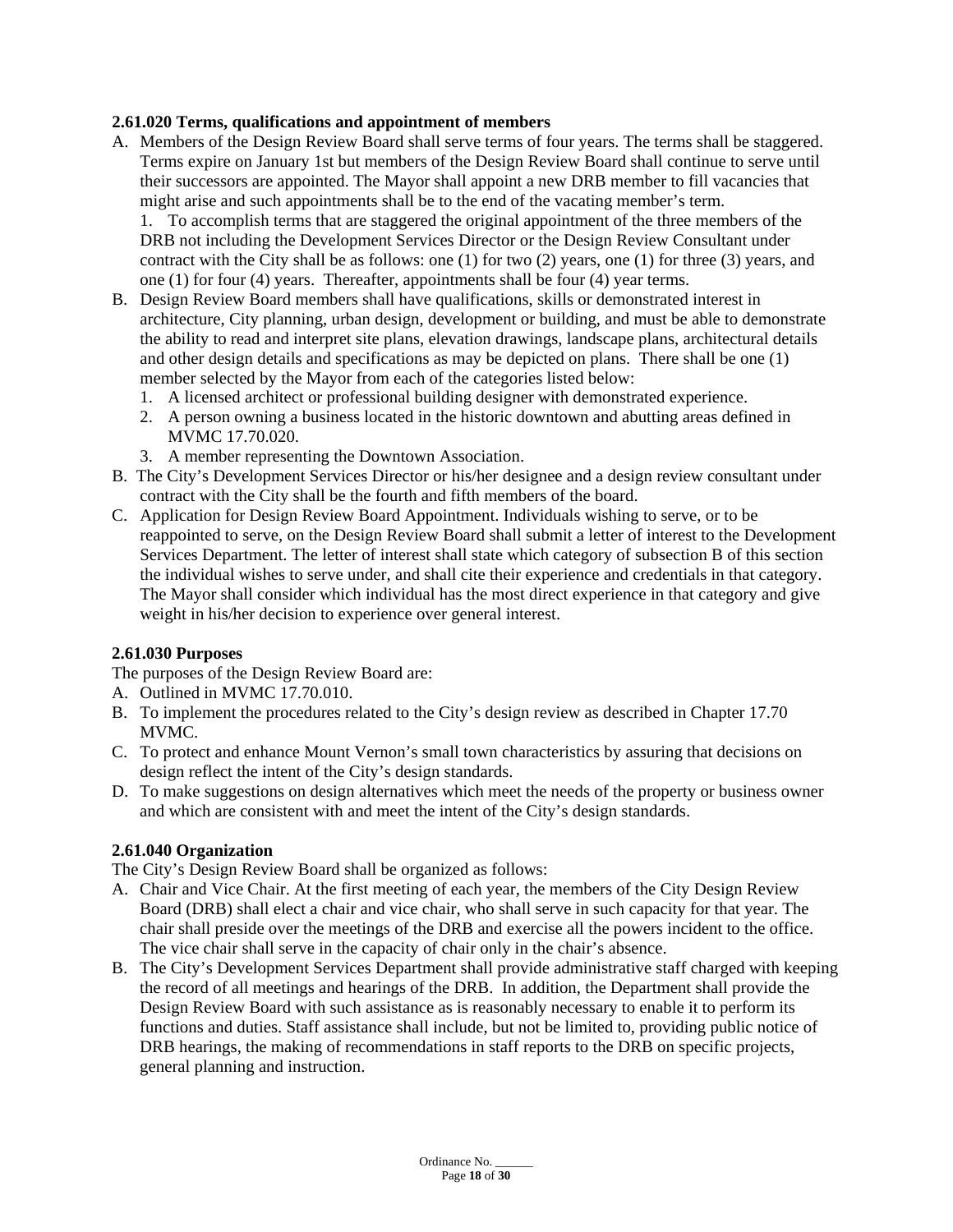**2.61.020 Terms, qualifications and appointment of members**

A. Members of the Design Review Board shall serve terms of four years. The terms shall be staggered. Terms expire on January 1st but members of the Design Review Board shall continue to serve until their successors are appointed. The Mayor shall appoint a new DRB member to fill vacancies that might arise and such appointments shall be to the end of the vacating member's term.

   1. To accomplish terms that are staggered the original appointment of the three members of the DRB not including the Development Services Director or the Design Review Consultant under contract with the City shall be as follows: one (1) for two (2) years, one (1) for three (3) years, and one (1) for four (4) years. Thereafter, appointments shall be four (4) year terms.

B. Design Review Board members shall have qualifications, skills or demonstrated interest in architecture, City planning, urban design, development or building, and must be able to demonstrate the ability to read and interpret site plans, elevation drawings, landscape plans, architectural details and other design details and specifications as may be depicted on plans. There shall be one (1) member selected by the Mayor from each of the categories listed below:

   1. A licensed architect or professional building designer with demonstrated experience.
   2. A person owning a business located in the historic downtown and abutting areas defined in MVMC 17.70.020.
   3. A member representing the Downtown Association.

B. The City's Development Services Director or his/her designee and a design review consultant under contract with the City shall be the fourth and fifth members of the board.

C. Application for Design Review Board Appointment. Individuals wishing to serve, or to be reappointed to serve, on the Design Review Board shall submit a letter of interest to the Development Services Department. The letter of interest shall state which category of subsection B of this section the individual wishes to serve under, and shall cite their experience and credentials in that category. The Mayor shall consider which individual has the most direct experience in that category and give weight in his/her decision to experience over general interest.

**2.61.030 Purposes**

The purposes of the Design Review Board are:

A. Outlined in MVMC 17.70.010.
B. To implement the procedures related to the City's design review as described in Chapter 17.70 MVMC.
C. To protect and enhance Mount Vernon's small town characteristics by assuring that decisions on design reflect the intent of the City's design standards.
D. To make suggestions on design alternatives which meet the needs of the property or business owner and which are consistent with and meet the intent of the City's design standards.

**2.61.040 Organization**

The City's Design Review Board shall be organized as follows:

A. Chair and Vice Chair. At the first meeting of each year, the members of the City Design Review Board (DRB) shall elect a chair and vice chair, who shall serve in such capacity for that year. The chair shall preside over the meetings of the DRB and exercise all the powers incident to the office. The vice chair shall serve in the capacity of chair only in the chair's absence.
B. The City's Development Services Department shall provide administrative staff charged with keeping the record of all meetings and hearings of the DRB. In addition, the Department shall provide the Design Review Board with such assistance as is reasonably necessary to enable it to perform its functions and duties. Staff assistance shall include, but not be limited to, providing public notice of DRB hearings, the making of recommendations in staff reports to the DRB on specific projects, general planning and instruction.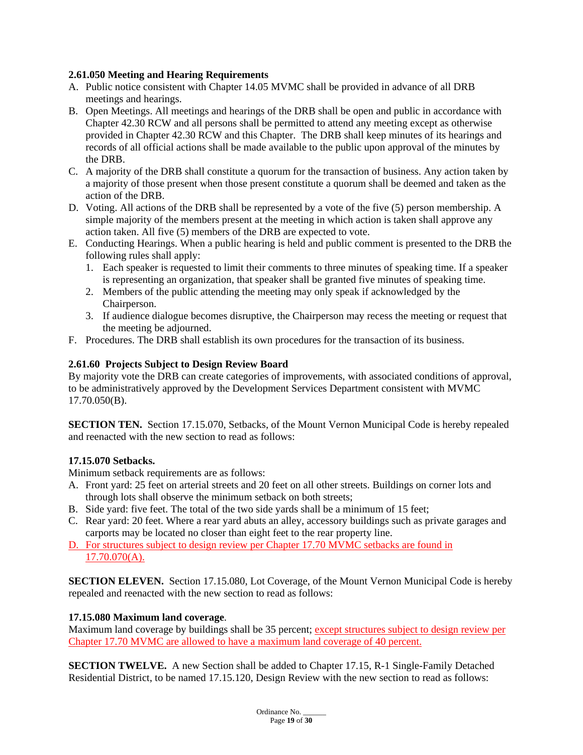**2.61.050 Meeting and Hearing Requirements**

A. Public notice consistent with Chapter 14.05 MVMC shall be provided in advance of all DRB meetings and hearings.
B. Open Meetings. All meetings and hearings of the DRB shall be open and public in accordance with Chapter 42.30 RCW and all persons shall be permitted to attend any meeting except as otherwise provided in Chapter 42.30 RCW and this Chapter. The DRB shall keep minutes of its hearings and records of all official actions shall be made available to the public upon approval of the minutes by the DRB.
C. A majority of the DRB shall constitute a quorum for the transaction of business. Any action taken by a majority of those present when those present constitute a quorum shall be deemed and taken as the action of the DRB.
D. Voting. All actions of the DRB shall be represented by a vote of the five (5) person membership. A simple majority of the members present at the meeting in which action is taken shall approve any action taken. All five (5) members of the DRB are expected to vote.
E. Conducting Hearings. When a public hearing is held and public comment is presented to the DRB the following rules shall apply:
   1. Each speaker is requested to limit their comments to three minutes of speaking time. If a speaker is representing an organization, that speaker shall be granted five minutes of speaking time.
   2. Members of the public attending the meeting may only speak if acknowledged by the Chairperson.
   3. If audience dialogue becomes disruptive, the Chairperson may recess the meeting or request that the meeting be adjourned.
F. Procedures. The DRB shall establish its own procedures for the transaction of its business.

**2.61.60 Projects Subject to Design Review Board**

By majority vote the DRB can create categories of improvements, with associated conditions of approval, to be administratively approved by the Development Services Department consistent with MVMC 17.70.050(B).

**SECTION TEN.** Section 17.15.070, Setbacks, of the Mount Vernon Municipal Code is hereby repealed and reenacted with the new section to read as follows:

**17.15.070 Setbacks.**

Minimum setback requirements are as follows:

A. Front yard: 25 feet on arterial streets and 20 feet on all other streets. Buildings on corner lots and through lots shall observe the minimum setback on both streets;
B. Side yard: five feet. The total of the two side yards shall be a minimum of 15 feet;
C. Rear yard: 20 feet. Where a rear yard abuts an alley, accessory buildings such as private garages and carports may be located no closer than eight feet to the rear property line.
D. For structures subject to design review per Chapter 17.70 MVMC setbacks are found in 17.70.070(A).

**SECTION ELEVEN.** Section 17.15.080, Lot Coverage, of the Mount Vernon Municipal Code is hereby repealed and reenacted with the new section to read as follows:

**17.15.080 Maximum land coverage**.

Maximum land coverage by buildings shall be 35 percent; except structures subject to design review per Chapter 17.70 MVMC are allowed to have a maximum land coverage of 40 percent.

**SECTION TWELVE.** A new Section shall be added to Chapter 17.15, R-1 Single-Family Detached Residential District, to be named 17.15.120, Design Review with the new section to read as follows: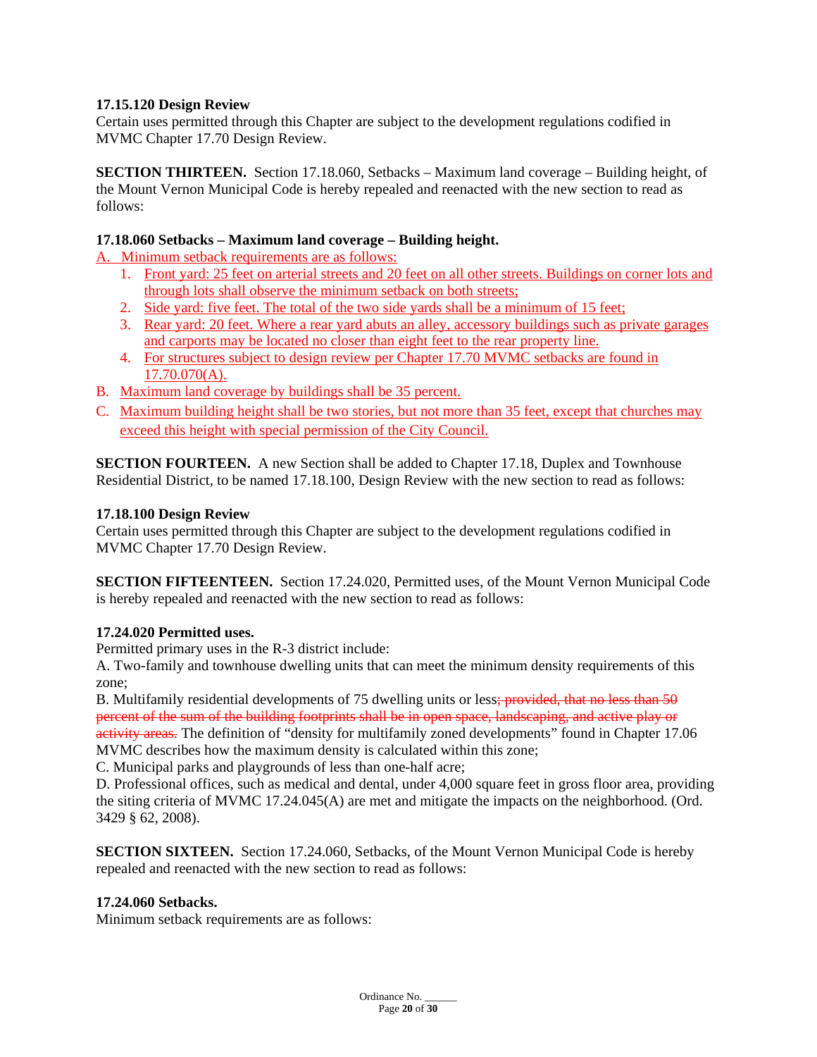**17.15.120 Design Review**
Certain uses permitted through this Chapter are subject to the development regulations codified in MVMC Chapter 17.70 Design Review.

**SECTION THIRTEEN.** Section 17.18.060, Setbacks – Maximum land coverage – Building height, of the Mount Vernon Municipal Code is hereby repealed and reenacted with the new section to read as follows:

**17.18.060 Setbacks – Maximum land coverage – Building height.**

A. <u>Minimum setback requirements are as follows:</u>
   1. <u>Front yard: 25 feet on arterial streets and 20 feet on all other streets. Buildings on corner lots and through lots shall observe the minimum setback on both streets;</u>
   2. <u>Side yard: five feet. The total of the two side yards shall be a minimum of 15 feet;</u>
   3. <u>Rear yard: 20 feet. Where a rear yard abuts an alley, accessory buildings such as private garages and carports may be located no closer than eight feet to the rear property line.</u>
   4. <u>For structures subject to design review per Chapter 17.70 MVMC setbacks are found in 17.70.070(A).</u>

B. <u>Maximum land coverage by buildings shall be 35 percent.</u>

C. <u>Maximum building height shall be two stories, but not more than 35 feet, except that churches may exceed this height with special permission of the City Council.</u>

**SECTION FOURTEEN.** A new Section shall be added to Chapter 17.18, Duplex and Townhouse Residential District, to be named 17.18.100, Design Review with the new section to read as follows:

**17.18.100 Design Review**
Certain uses permitted through this Chapter are subject to the development regulations codified in MVMC Chapter 17.70 Design Review.

**SECTION FIFTEENTEEN.** Section 17.24.020, Permitted uses, of the Mount Vernon Municipal Code is hereby repealed and reenacted with the new section to read as follows:

**17.24.020 Permitted uses.**
Permitted primary uses in the R-3 district include:
A. Two-family and townhouse dwelling units that can meet the minimum density requirements of this zone;
B. Multifamily residential developments of 75 dwelling units or less~~; provided, that no less than 50 percent of the sum of the building footprints shall be in open space, landscaping, and active play or activity areas.~~ The definition of "density for multifamily zoned developments" found in Chapter 17.06 MVMC describes how the maximum density is calculated within this zone;
C. Municipal parks and playgrounds of less than one-half acre;
D. Professional offices, such as medical and dental, under 4,000 square feet in gross floor area, providing the siting criteria of MVMC 17.24.045(A) are met and mitigate the impacts on the neighborhood. (Ord. 3429 § 62, 2008).

**SECTION SIXTEEN.** Section 17.24.060, Setbacks, of the Mount Vernon Municipal Code is hereby repealed and reenacted with the new section to read as follows:

**17.24.060 Setbacks.**
Minimum setback requirements are as follows: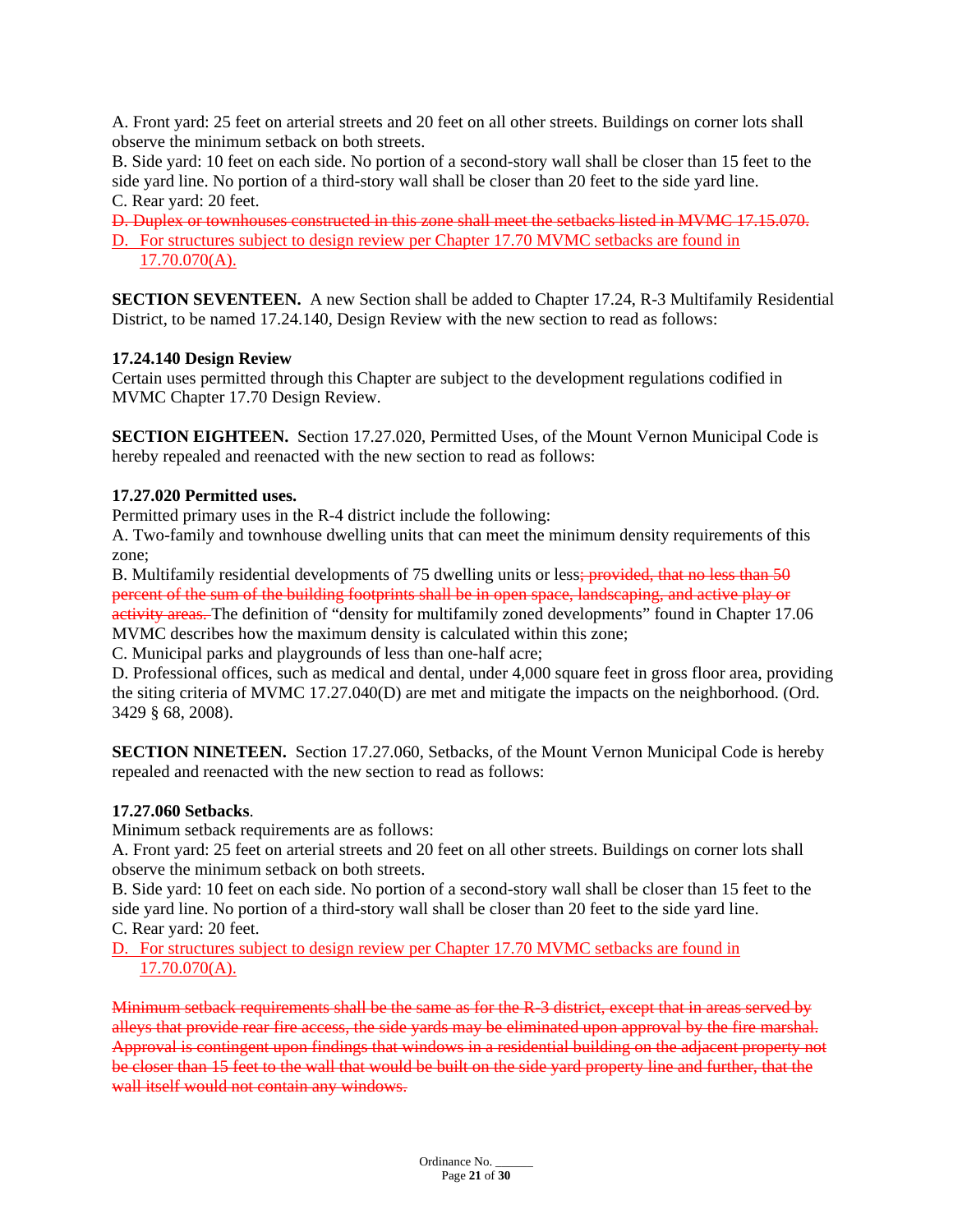A. Front yard: 25 feet on arterial streets and 20 feet on all other streets. Buildings on corner lots shall observe the minimum setback on both streets.
B. Side yard: 10 feet on each side. No portion of a second-story wall shall be closer than 15 feet to the side yard line. No portion of a third-story wall shall be closer than 20 feet to the side yard line.
C. Rear yard: 20 feet.
~~D. Duplex or townhouses constructed in this zone shall meet the setbacks listed in MVMC 17.15.070.~~
D. For structures subject to design review per Chapter 17.70 MVMC setbacks are found in 17.70.070(A).

**SECTION SEVENTEEN.** A new Section shall be added to Chapter 17.24, R-3 Multifamily Residential District, to be named 17.24.140, Design Review with the new section to read as follows:

**17.24.140 Design Review**
Certain uses permitted through this Chapter are subject to the development regulations codified in MVMC Chapter 17.70 Design Review.

**SECTION EIGHTEEN.** Section 17.27.020, Permitted Uses, of the Mount Vernon Municipal Code is hereby repealed and reenacted with the new section to read as follows:

**17.27.020 Permitted uses.**
Permitted primary uses in the R-4 district include the following:
A. Two-family and townhouse dwelling units that can meet the minimum density requirements of this zone;
B. Multifamily residential developments of 75 dwelling units or less~~; provided, that no less than 50 percent of the sum of the building footprints shall be in open space, landscaping, and active play or activity areas.~~ The definition of "density for multifamily zoned developments" found in Chapter 17.06 MVMC describes how the maximum density is calculated within this zone;
C. Municipal parks and playgrounds of less than one-half acre;
D. Professional offices, such as medical and dental, under 4,000 square feet in gross floor area, providing the siting criteria of MVMC 17.27.040(D) are met and mitigate the impacts on the neighborhood. (Ord. 3429 § 68, 2008).

**SECTION NINETEEN.** Section 17.27.060, Setbacks, of the Mount Vernon Municipal Code is hereby repealed and reenacted with the new section to read as follows:

**17.27.060 Setbacks**.
Minimum setback requirements are as follows:
A. Front yard: 25 feet on arterial streets and 20 feet on all other streets. Buildings on corner lots shall observe the minimum setback on both streets.
B. Side yard: 10 feet on each side. No portion of a second-story wall shall be closer than 15 feet to the side yard line. No portion of a third-story wall shall be closer than 20 feet to the side yard line.
C. Rear yard: 20 feet.
D. For structures subject to design review per Chapter 17.70 MVMC setbacks are found in 17.70.070(A).

~~Minimum setback requirements shall be the same as for the R-3 district, except that in areas served by alleys that provide rear fire access, the side yards may be eliminated upon approval by the fire marshal. Approval is contingent upon findings that windows in a residential building on the adjacent property not be closer than 15 feet to the wall that would be built on the side yard property line and further, that the wall itself would not contain any windows.~~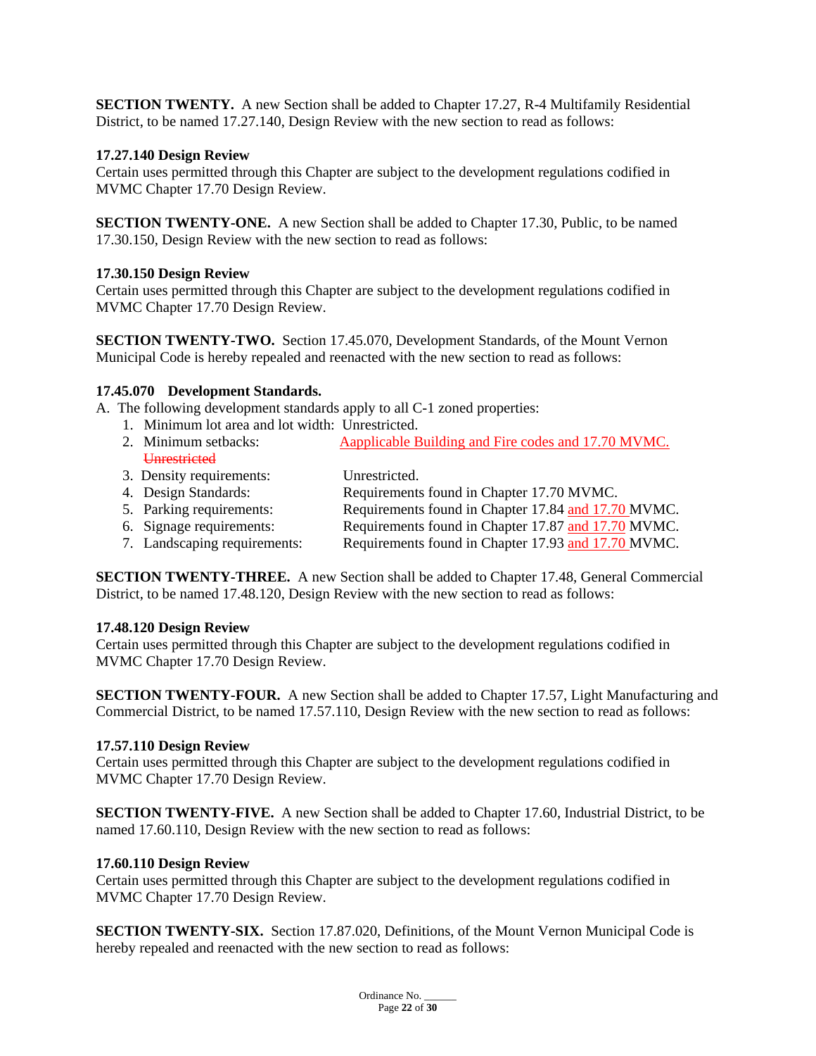**SECTION TWENTY.** A new Section shall be added to Chapter 17.27, R-4 Multifamily Residential District, to be named 17.27.140, Design Review with the new section to read as follows:

**17.27.140 Design Review**
Certain uses permitted through this Chapter are subject to the development regulations codified in MVMC Chapter 17.70 Design Review.

**SECTION TWENTY-ONE.** A new Section shall be added to Chapter 17.30, Public, to be named 17.30.150, Design Review with the new section to read as follows:

**17.30.150 Design Review**
Certain uses permitted through this Chapter are subject to the development regulations codified in MVMC Chapter 17.70 Design Review.

**SECTION TWENTY-TWO.** Section 17.45.070, Development Standards, of the Mount Vernon Municipal Code is hereby repealed and reenacted with the new section to read as follows:

**17.45.070 Development Standards.**

A. The following development standards apply to all C-1 zoned properties:

1. Minimum lot area and lot width: Unrestricted.
2. Minimum setbacks: Aapplicable Building and Fire codes and 17.70 MVMC. ~~Unrestricted~~
3. Density requirements: Unrestricted.
4. Design Standards: Requirements found in Chapter 17.70 MVMC.
5. Parking requirements: Requirements found in Chapter 17.84 and 17.70 MVMC.
6. Signage requirements: Requirements found in Chapter 17.87 and 17.70 MVMC.
7. Landscaping requirements: Requirements found in Chapter 17.93 and 17.70 MVMC.

**SECTION TWENTY-THREE.** A new Section shall be added to Chapter 17.48, General Commercial District, to be named 17.48.120, Design Review with the new section to read as follows:

**17.48.120 Design Review**
Certain uses permitted through this Chapter are subject to the development regulations codified in MVMC Chapter 17.70 Design Review.

**SECTION TWENTY-FOUR.** A new Section shall be added to Chapter 17.57, Light Manufacturing and Commercial District, to be named 17.57.110, Design Review with the new section to read as follows:

**17.57.110 Design Review**
Certain uses permitted through this Chapter are subject to the development regulations codified in MVMC Chapter 17.70 Design Review.

**SECTION TWENTY-FIVE.** A new Section shall be added to Chapter 17.60, Industrial District, to be named 17.60.110, Design Review with the new section to read as follows:

**17.60.110 Design Review**
Certain uses permitted through this Chapter are subject to the development regulations codified in MVMC Chapter 17.70 Design Review.

**SECTION TWENTY-SIX.** Section 17.87.020, Definitions, of the Mount Vernon Municipal Code is hereby repealed and reenacted with the new section to read as follows: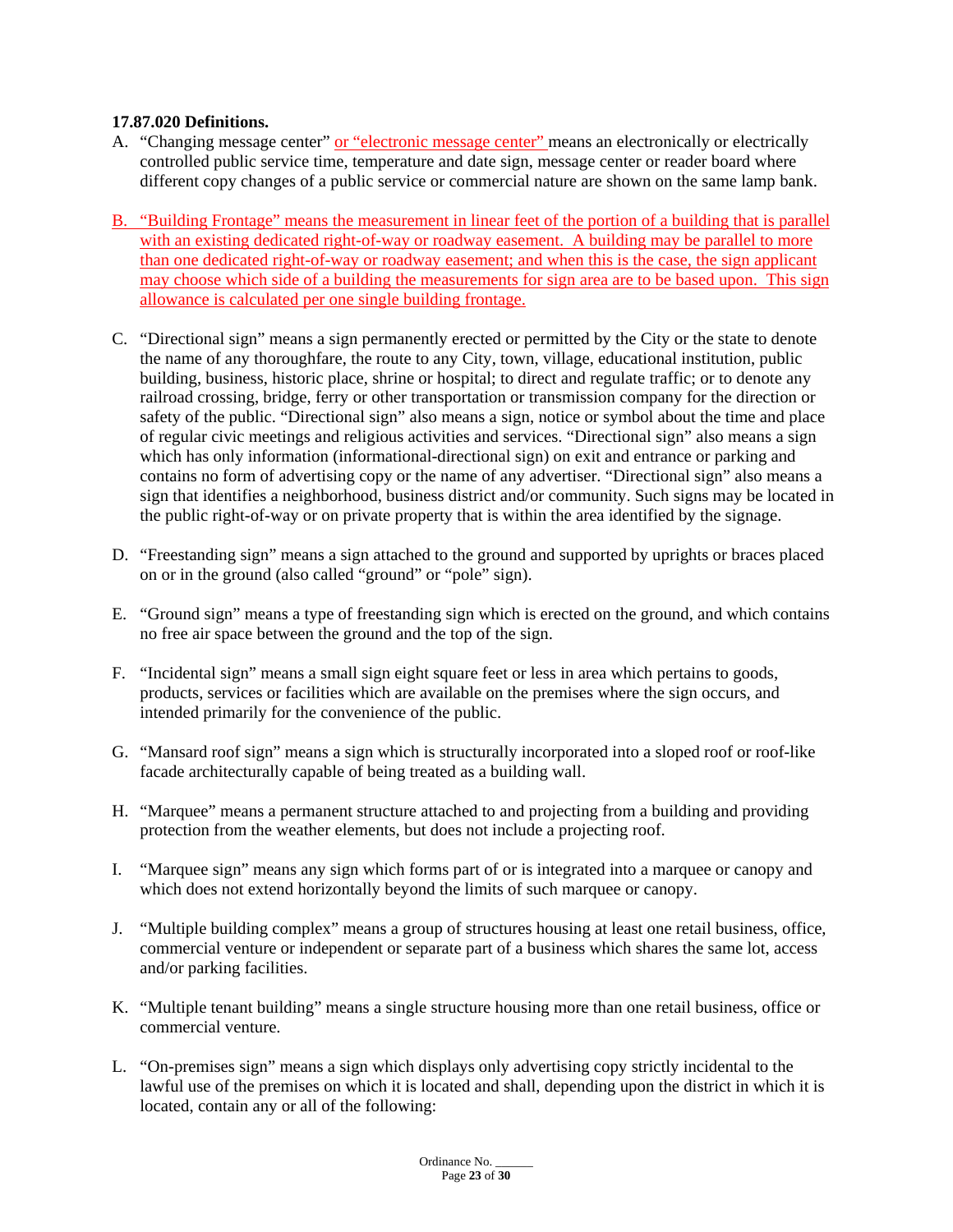**17.87.020 Definitions.**

A. "Changing message center" or "electronic message center" means an electronically or electrically controlled public service time, temperature and date sign, message center or reader board where different copy changes of a public service or commercial nature are shown on the same lamp bank.

B. "Building Frontage" means the measurement in linear feet of the portion of a building that is parallel with an existing dedicated right-of-way or roadway easement. A building may be parallel to more than one dedicated right-of-way or roadway easement; and when this is the case, the sign applicant may choose which side of a building the measurements for sign area are to be based upon. This sign allowance is calculated per one single building frontage.

C. "Directional sign" means a sign permanently erected or permitted by the City or the state to denote the name of any thoroughfare, the route to any City, town, village, educational institution, public building, business, historic place, shrine or hospital; to direct and regulate traffic; or to denote any railroad crossing, bridge, ferry or other transportation or transmission company for the direction or safety of the public. "Directional sign" also means a sign, notice or symbol about the time and place of regular civic meetings and religious activities and services. "Directional sign" also means a sign which has only information (informational-directional sign) on exit and entrance or parking and contains no form of advertising copy or the name of any advertiser. "Directional sign" also means a sign that identifies a neighborhood, business district and/or community. Such signs may be located in the public right-of-way or on private property that is within the area identified by the signage.

D. "Freestanding sign" means a sign attached to the ground and supported by uprights or braces placed on or in the ground (also called "ground" or "pole" sign).

E. "Ground sign" means a type of freestanding sign which is erected on the ground, and which contains no free air space between the ground and the top of the sign.

F. "Incidental sign" means a small sign eight square feet or less in area which pertains to goods, products, services or facilities which are available on the premises where the sign occurs, and intended primarily for the convenience of the public.

G. "Mansard roof sign" means a sign which is structurally incorporated into a sloped roof or roof-like facade architecturally capable of being treated as a building wall.

H. "Marquee" means a permanent structure attached to and projecting from a building and providing protection from the weather elements, but does not include a projecting roof.

I. "Marquee sign" means any sign which forms part of or is integrated into a marquee or canopy and which does not extend horizontally beyond the limits of such marquee or canopy.

J. "Multiple building complex" means a group of structures housing at least one retail business, office, commercial venture or independent or separate part of a business which shares the same lot, access and/or parking facilities.

K. "Multiple tenant building" means a single structure housing more than one retail business, office or commercial venture.

L. "On-premises sign" means a sign which displays only advertising copy strictly incidental to the lawful use of the premises on which it is located and shall, depending upon the district in which it is located, contain any or all of the following: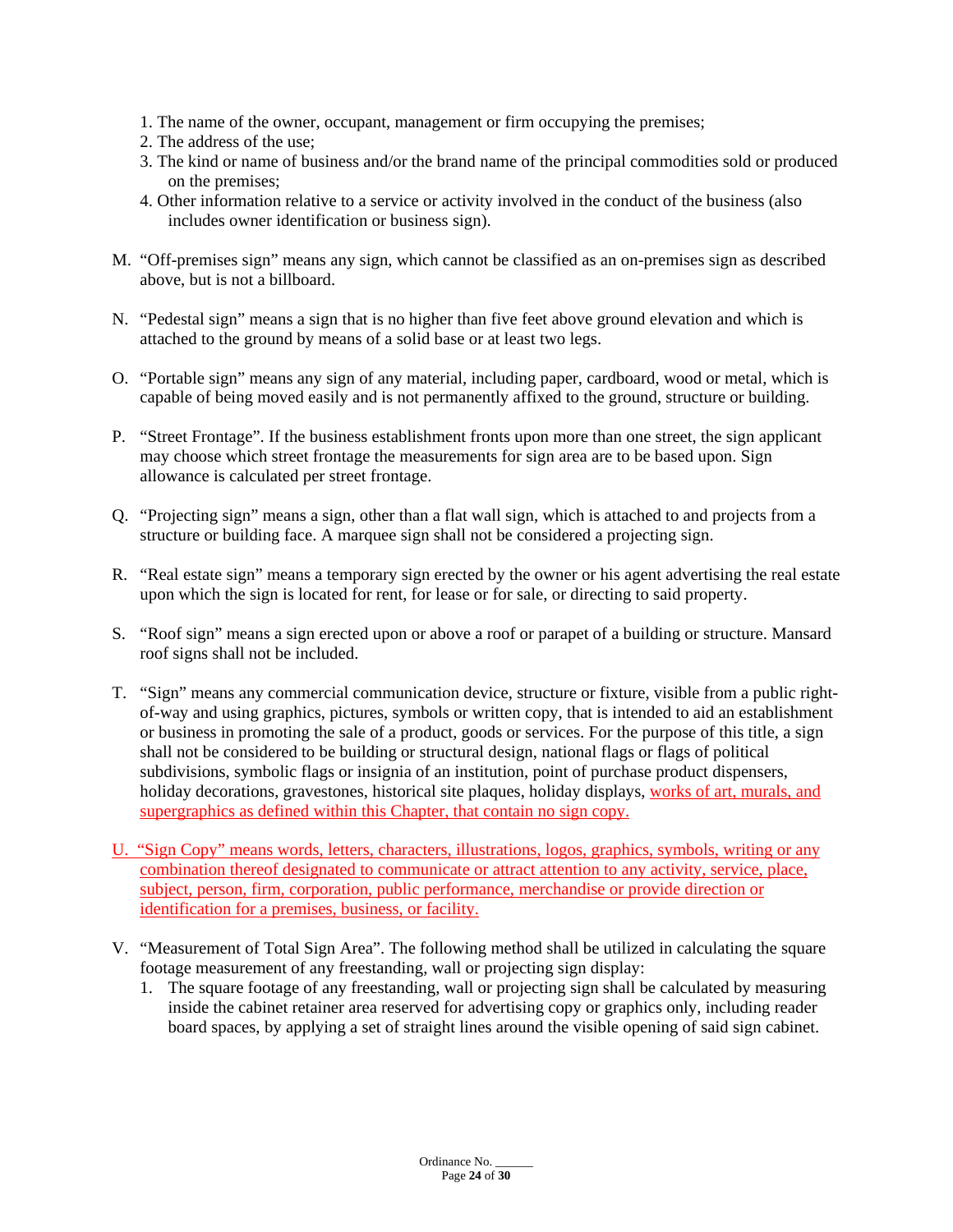1. The name of the owner, occupant, management or firm occupying the premises;
2. The address of the use;
3. The kind or name of business and/or the brand name of the principal commodities sold or produced on the premises;
4. Other information relative to a service or activity involved in the conduct of the business (also includes owner identification or business sign).

M. "Off-premises sign" means any sign, which cannot be classified as an on-premises sign as described above, but is not a billboard.

N. "Pedestal sign" means a sign that is no higher than five feet above ground elevation and which is attached to the ground by means of a solid base or at least two legs.

O. "Portable sign" means any sign of any material, including paper, cardboard, wood or metal, which is capable of being moved easily and is not permanently affixed to the ground, structure or building.

P. "Street Frontage". If the business establishment fronts upon more than one street, the sign applicant may choose which street frontage the measurements for sign area are to be based upon. Sign allowance is calculated per street frontage.

Q. "Projecting sign" means a sign, other than a flat wall sign, which is attached to and projects from a structure or building face. A marquee sign shall not be considered a projecting sign.

R. "Real estate sign" means a temporary sign erected by the owner or his agent advertising the real estate upon which the sign is located for rent, for lease or for sale, or directing to said property.

S. "Roof sign" means a sign erected upon or above a roof or parapet of a building or structure. Mansard roof signs shall not be included.

T. "Sign" means any commercial communication device, structure or fixture, visible from a public right-of-way and using graphics, pictures, symbols or written copy, that is intended to aid an establishment or business in promoting the sale of a product, goods or services. For the purpose of this title, a sign shall not be considered to be building or structural design, national flags or flags of political subdivisions, symbolic flags or insignia of an institution, point of purchase product dispensers, holiday decorations, gravestones, historical site plaques, holiday displays, works of art, murals, and supergraphics as defined within this Chapter, that contain no sign copy.

U. "Sign Copy" means words, letters, characters, illustrations, logos, graphics, symbols, writing or any combination thereof designated to communicate or attract attention to any activity, service, place, subject, person, firm, corporation, public performance, merchandise or provide direction or identification for a premises, business, or facility.

V. "Measurement of Total Sign Area". The following method shall be utilized in calculating the square footage measurement of any freestanding, wall or projecting sign display:
   1. The square footage of any freestanding, wall or projecting sign shall be calculated by measuring inside the cabinet retainer area reserved for advertising copy or graphics only, including reader board spaces, by applying a set of straight lines around the visible opening of said sign cabinet.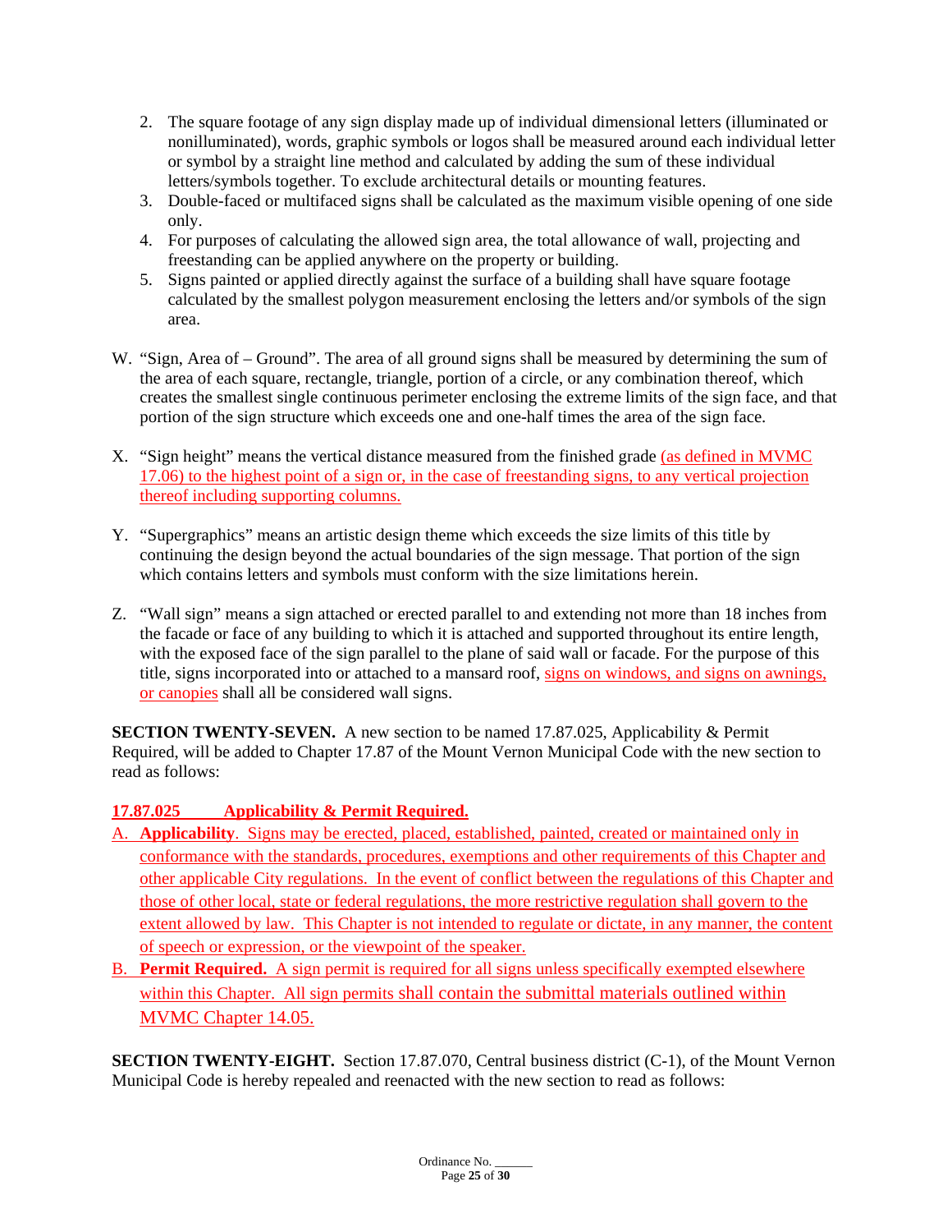2. The square footage of any sign display made up of individual dimensional letters (illuminated or nonilluminated), words, graphic symbols or logos shall be measured around each individual letter or symbol by a straight line method and calculated by adding the sum of these individual letters/symbols together. To exclude architectural details or mounting features.
3. Double-faced or multifaced signs shall be calculated as the maximum visible opening of one side only.
4. For purposes of calculating the allowed sign area, the total allowance of wall, projecting and freestanding can be applied anywhere on the property or building.
5. Signs painted or applied directly against the surface of a building shall have square footage calculated by the smallest polygon measurement enclosing the letters and/or symbols of the sign area.

W. "Sign, Area of – Ground". The area of all ground signs shall be measured by determining the sum of the area of each square, rectangle, triangle, portion of a circle, or any combination thereof, which creates the smallest single continuous perimeter enclosing the extreme limits of the sign face, and that portion of the sign structure which exceeds one and one-half times the area of the sign face.

X. "Sign height" means the vertical distance measured from the finished grade (as defined in MVMC 17.06) to the highest point of a sign or, in the case of freestanding signs, to any vertical projection thereof including supporting columns.

Y. "Supergraphics" means an artistic design theme which exceeds the size limits of this title by continuing the design beyond the actual boundaries of the sign message. That portion of the sign which contains letters and symbols must conform with the size limitations herein.

Z. "Wall sign" means a sign attached or erected parallel to and extending not more than 18 inches from the facade or face of any building to which it is attached and supported throughout its entire length, with the exposed face of the sign parallel to the plane of said wall or facade. For the purpose of this title, signs incorporated into or attached to a mansard roof, signs on windows, and signs on awnings, or canopies shall all be considered wall signs.

**SECTION TWENTY-SEVEN.** A new section to be named 17.87.025, Applicability & Permit Required, will be added to Chapter 17.87 of the Mount Vernon Municipal Code with the new section to read as follows:

**17.87.025 Applicability & Permit Required.**

A. **Applicability**. Signs may be erected, placed, established, painted, created or maintained only in conformance with the standards, procedures, exemptions and other requirements of this Chapter and other applicable City regulations. In the event of conflict between the regulations of this Chapter and those of other local, state or federal regulations, the more restrictive regulation shall govern to the extent allowed by law. This Chapter is not intended to regulate or dictate, in any manner, the content of speech or expression, or the viewpoint of the speaker.

B. **Permit Required.** A sign permit is required for all signs unless specifically exempted elsewhere within this Chapter. All sign permits shall contain the submittal materials outlined within MVMC Chapter 14.05.

**SECTION TWENTY-EIGHT.** Section 17.87.070, Central business district (C-1), of the Mount Vernon Municipal Code is hereby repealed and reenacted with the new section to read as follows: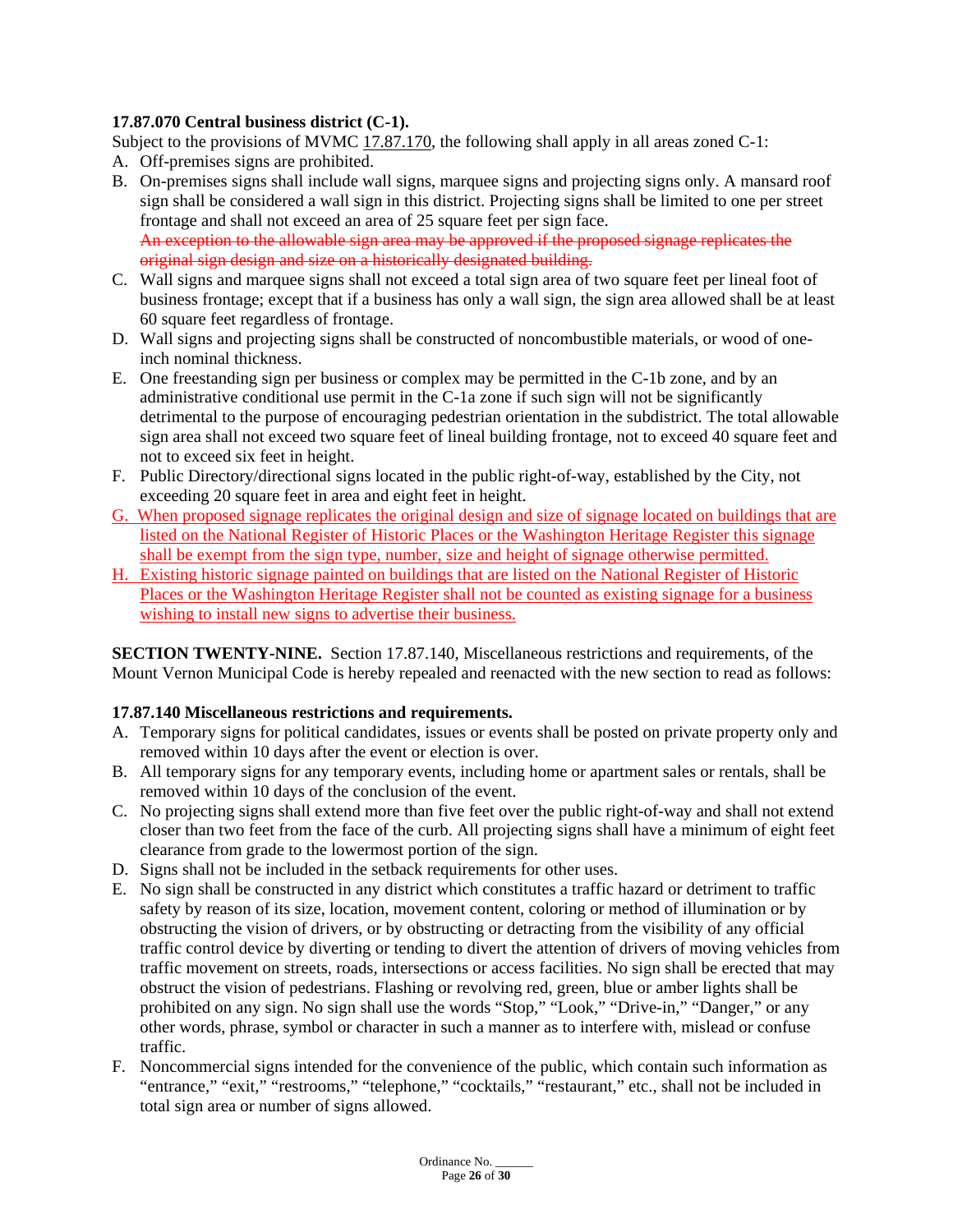**17.87.070 Central business district (C-1).**

Subject to the provisions of MVMC 17.87.170, the following shall apply in all areas zoned C-1:

A. Off-premises signs are prohibited.

B. On-premises signs shall include wall signs, marquee signs and projecting signs only. A mansard roof sign shall be considered a wall sign in this district. Projecting signs shall be limited to one per street frontage and shall not exceed an area of 25 square feet per sign face.
~~An exception to the allowable sign area may be approved if the proposed signage replicates the original sign design and size on a historically designated building.~~

C. Wall signs and marquee signs shall not exceed a total sign area of two square feet per lineal foot of business frontage; except that if a business has only a wall sign, the sign area allowed shall be at least 60 square feet regardless of frontage.

D. Wall signs and projecting signs shall be constructed of noncombustible materials, or wood of one-inch nominal thickness.

E. One freestanding sign per business or complex may be permitted in the C-1b zone, and by an administrative conditional use permit in the C-1a zone if such sign will not be significantly detrimental to the purpose of encouraging pedestrian orientation in the subdistrict. The total allowable sign area shall not exceed two square feet of lineal building frontage, not to exceed 40 square feet and not to exceed six feet in height.

F. Public Directory/directional signs located in the public right-of-way, established by the City, not exceeding 20 square feet in area and eight feet in height.

<u>G. When proposed signage replicates the original design and size of signage located on buildings that are listed on the National Register of Historic Places or the Washington Heritage Register this signage shall be exempt from the sign type, number, size and height of signage otherwise permitted.</u>

<u>H. Existing historic signage painted on buildings that are listed on the National Register of Historic Places or the Washington Heritage Register shall not be counted as existing signage for a business wishing to install new signs to advertise their business.</u>

**SECTION TWENTY-NINE.** Section 17.87.140, Miscellaneous restrictions and requirements, of the Mount Vernon Municipal Code is hereby repealed and reenacted with the new section to read as follows:

**17.87.140 Miscellaneous restrictions and requirements.**

A. Temporary signs for political candidates, issues or events shall be posted on private property only and removed within 10 days after the event or election is over.

B. All temporary signs for any temporary events, including home or apartment sales or rentals, shall be removed within 10 days of the conclusion of the event.

C. No projecting signs shall extend more than five feet over the public right-of-way and shall not extend closer than two feet from the face of the curb. All projecting signs shall have a minimum of eight feet clearance from grade to the lowermost portion of the sign.

D. Signs shall not be included in the setback requirements for other uses.

E. No sign shall be constructed in any district which constitutes a traffic hazard or detriment to traffic safety by reason of its size, location, movement content, coloring or method of illumination or by obstructing the vision of drivers, or by obstructing or detracting from the visibility of any official traffic control device by diverting or tending to divert the attention of drivers of moving vehicles from traffic movement on streets, roads, intersections or access facilities. No sign shall be erected that may obstruct the vision of pedestrians. Flashing or revolving red, green, blue or amber lights shall be prohibited on any sign. No sign shall use the words "Stop," "Look," "Drive-in," "Danger," or any other words, phrase, symbol or character in such a manner as to interfere with, mislead or confuse traffic.

F. Noncommercial signs intended for the convenience of the public, which contain such information as "entrance," "exit," "restrooms," "telephone," "cocktails," "restaurant," etc., shall not be included in total sign area or number of signs allowed.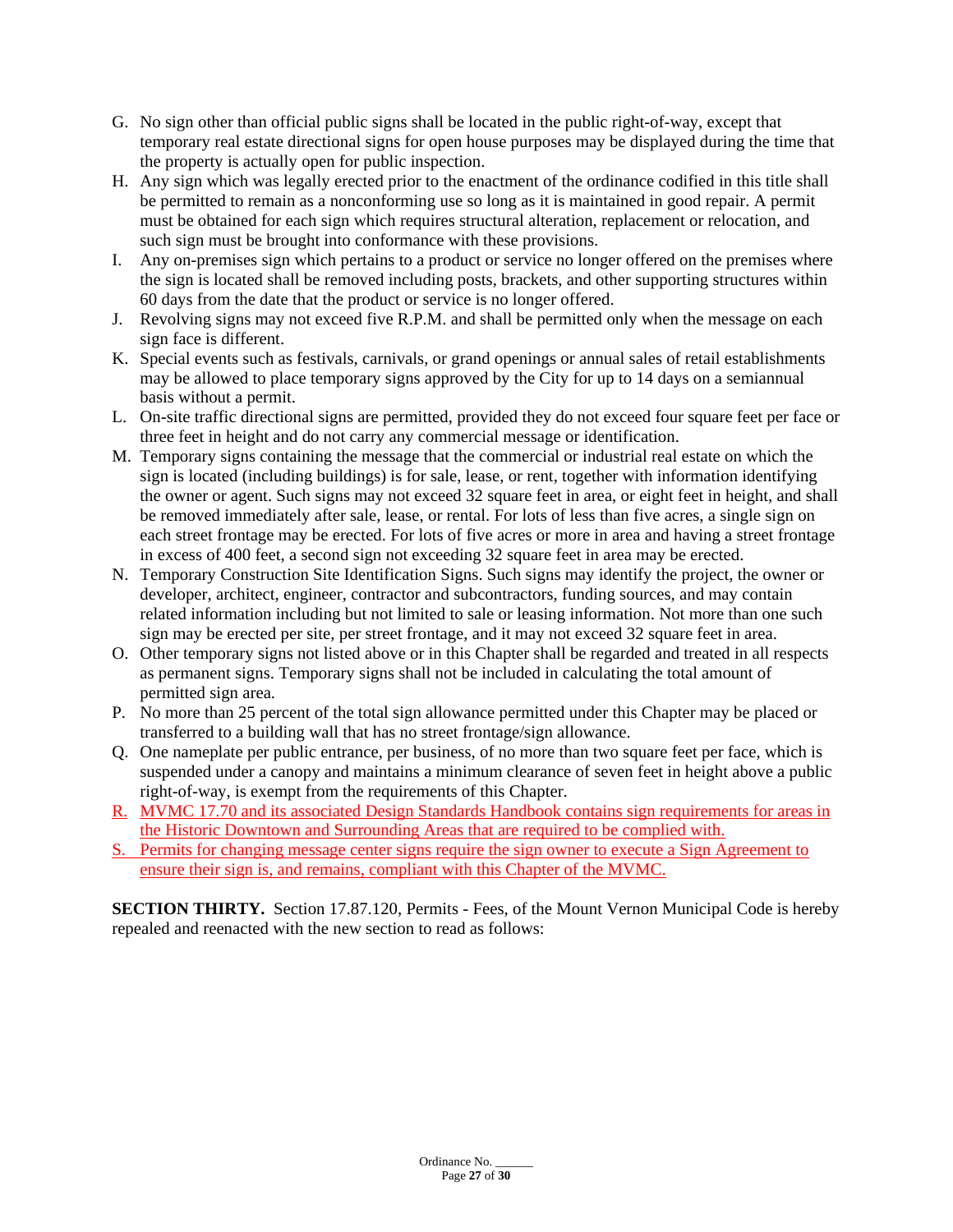G. No sign other than official public signs shall be located in the public right-of-way, except that temporary real estate directional signs for open house purposes may be displayed during the time that the property is actually open for public inspection.

H. Any sign which was legally erected prior to the enactment of the ordinance codified in this title shall be permitted to remain as a nonconforming use so long as it is maintained in good repair. A permit must be obtained for each sign which requires structural alteration, replacement or relocation, and such sign must be brought into conformance with these provisions.

I. Any on-premises sign which pertains to a product or service no longer offered on the premises where the sign is located shall be removed including posts, brackets, and other supporting structures within 60 days from the date that the product or service is no longer offered.

J. Revolving signs may not exceed five R.P.M. and shall be permitted only when the message on each sign face is different.

K. Special events such as festivals, carnivals, or grand openings or annual sales of retail establishments may be allowed to place temporary signs approved by the City for up to 14 days on a semiannual basis without a permit.

L. On-site traffic directional signs are permitted, provided they do not exceed four square feet per face or three feet in height and do not carry any commercial message or identification.

M. Temporary signs containing the message that the commercial or industrial real estate on which the sign is located (including buildings) is for sale, lease, or rent, together with information identifying the owner or agent. Such signs may not exceed 32 square feet in area, or eight feet in height, and shall be removed immediately after sale, lease, or rental. For lots of less than five acres, a single sign on each street frontage may be erected. For lots of five acres or more in area and having a street frontage in excess of 400 feet, a second sign not exceeding 32 square feet in area may be erected.

N. Temporary Construction Site Identification Signs. Such signs may identify the project, the owner or developer, architect, engineer, contractor and subcontractors, funding sources, and may contain related information including but not limited to sale or leasing information. Not more than one such sign may be erected per site, per street frontage, and it may not exceed 32 square feet in area.

O. Other temporary signs not listed above or in this Chapter shall be regarded and treated in all respects as permanent signs. Temporary signs shall not be included in calculating the total amount of permitted sign area.

P. No more than 25 percent of the total sign allowance permitted under this Chapter may be placed or transferred to a building wall that has no street frontage/sign allowance.

Q. One nameplate per public entrance, per business, of no more than two square feet per face, which is suspended under a canopy and maintains a minimum clearance of seven feet in height above a public right-of-way, is exempt from the requirements of this Chapter.

R. MVMC 17.70 and its associated Design Standards Handbook contains sign requirements for areas in the Historic Downtown and Surrounding Areas that are required to be complied with.

S. Permits for changing message center signs require the sign owner to execute a Sign Agreement to ensure their sign is, and remains, compliant with this Chapter of the MVMC.

**SECTION THIRTY.** Section 17.87.120, Permits - Fees, of the Mount Vernon Municipal Code is hereby repealed and reenacted with the new section to read as follows: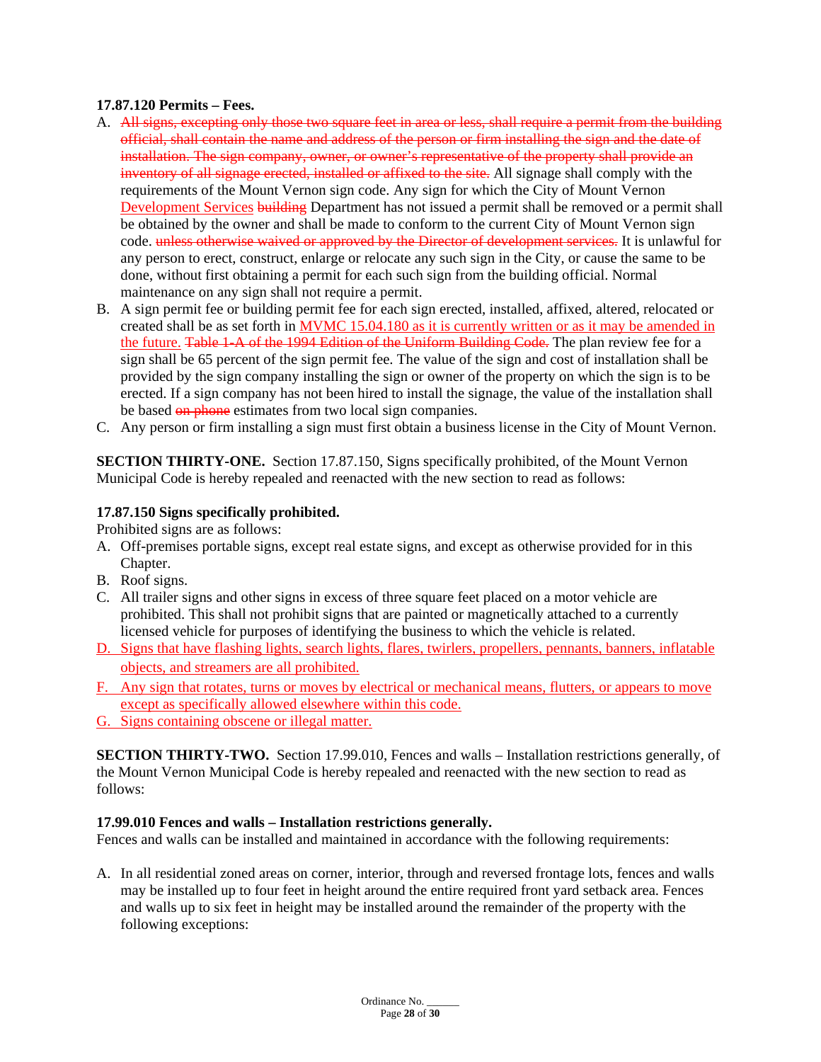**17.87.120 Permits – Fees.**

A. ~~All signs, excepting only those two square feet in area or less, shall require a permit from the building official, shall contain the name and address of the person or firm installing the sign and the date of installation. The sign company, owner, or owner's representative of the property shall provide an inventory of all signage erected, installed or affixed to the site.~~ All signage shall comply with the requirements of the Mount Vernon sign code. Any sign for which the City of Mount Vernon <u>Development Services</u> ~~building~~ Department has not issued a permit shall be removed or a permit shall be obtained by the owner and shall be made to conform to the current City of Mount Vernon sign code. ~~unless otherwise waived or approved by the Director of development services.~~ It is unlawful for any person to erect, construct, enlarge or relocate any such sign in the City, or cause the same to be done, without first obtaining a permit for each such sign from the building official. Normal maintenance on any sign shall not require a permit.
B. A sign permit fee or building permit fee for each sign erected, installed, affixed, altered, relocated or created shall be as set forth in <u>MVMC 15.04.180 as it is currently written or as it may be amended in the future.</u> ~~Table 1-A of the 1994 Edition of the Uniform Building Code.~~ The plan review fee for a sign shall be 65 percent of the sign permit fee. The value of the sign and cost of installation shall be provided by the sign company installing the sign or owner of the property on which the sign is to be erected. If a sign company has not been hired to install the signage, the value of the installation shall be based ~~on phone~~ estimates from two local sign companies.
C. Any person or firm installing a sign must first obtain a business license in the City of Mount Vernon.

**SECTION THIRTY-ONE.** Section 17.87.150, Signs specifically prohibited, of the Mount Vernon Municipal Code is hereby repealed and reenacted with the new section to read as follows:

**17.87.150 Signs specifically prohibited.**

Prohibited signs are as follows:

A. Off-premises portable signs, except real estate signs, and except as otherwise provided for in this Chapter.
B. Roof signs.
C. All trailer signs and other signs in excess of three square feet placed on a motor vehicle are prohibited. This shall not prohibit signs that are painted or magnetically attached to a currently licensed vehicle for purposes of identifying the business to which the vehicle is related.
<u>D. Signs that have flashing lights, search lights, flares, twirlers, propellers, pennants, banners, inflatable objects, and streamers are all prohibited.</u>
<u>F. Any sign that rotates, turns or moves by electrical or mechanical means, flutters, or appears to move except as specifically allowed elsewhere within this code.</u>
<u>G. Signs containing obscene or illegal matter.</u>

**SECTION THIRTY-TWO.** Section 17.99.010, Fences and walls – Installation restrictions generally, of the Mount Vernon Municipal Code is hereby repealed and reenacted with the new section to read as follows:

**17.99.010 Fences and walls – Installation restrictions generally.**

Fences and walls can be installed and maintained in accordance with the following requirements:

A. In all residential zoned areas on corner, interior, through and reversed frontage lots, fences and walls may be installed up to four feet in height around the entire required front yard setback area. Fences and walls up to six feet in height may be installed around the remainder of the property with the following exceptions: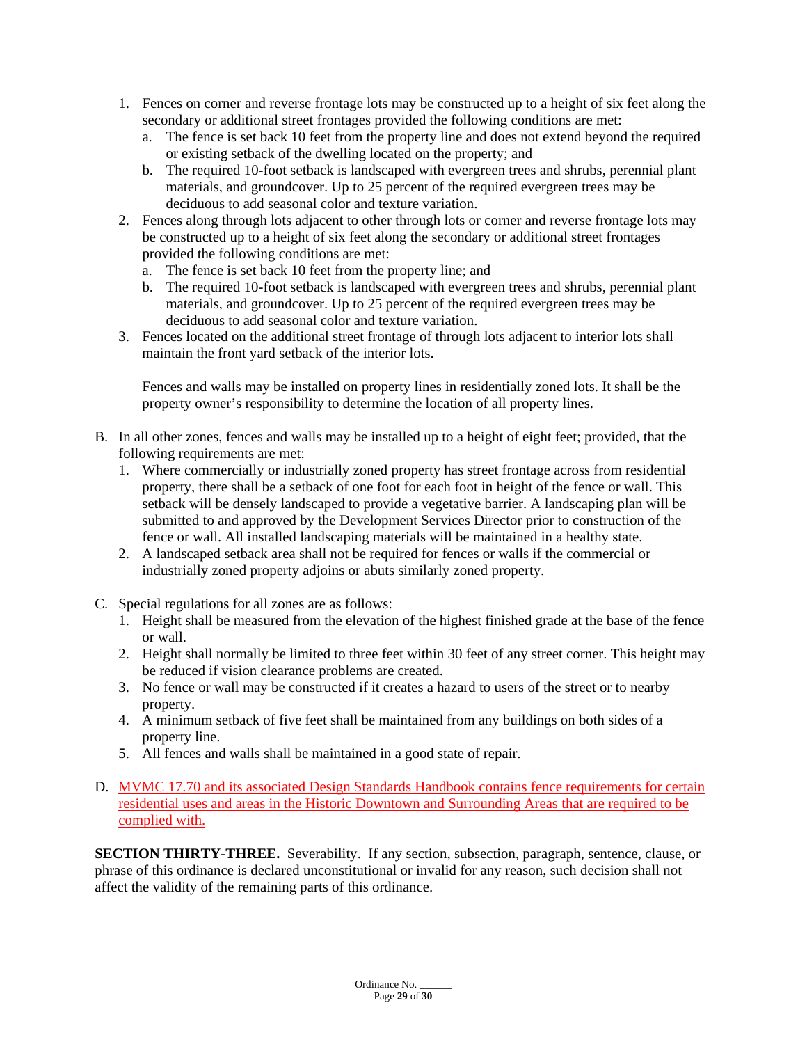1. Fences on corner and reverse frontage lots may be constructed up to a height of six feet along the secondary or additional street frontages provided the following conditions are met:
   a. The fence is set back 10 feet from the property line and does not extend beyond the required or existing setback of the dwelling located on the property; and
   b. The required 10-foot setback is landscaped with evergreen trees and shrubs, perennial plant materials, and groundcover. Up to 25 percent of the required evergreen trees may be deciduous to add seasonal color and texture variation.
2. Fences along through lots adjacent to other through lots or corner and reverse frontage lots may be constructed up to a height of six feet along the secondary or additional street frontages provided the following conditions are met:
   a. The fence is set back 10 feet from the property line; and
   b. The required 10-foot setback is landscaped with evergreen trees and shrubs, perennial plant materials, and groundcover. Up to 25 percent of the required evergreen trees may be deciduous to add seasonal color and texture variation.
3. Fences located on the additional street frontage of through lots adjacent to interior lots shall maintain the front yard setback of the interior lots.

   Fences and walls may be installed on property lines in residentially zoned lots. It shall be the property owner's responsibility to determine the location of all property lines.

B. In all other zones, fences and walls may be installed up to a height of eight feet; provided, that the following requirements are met:
   1. Where commercially or industrially zoned property has street frontage across from residential property, there shall be a setback of one foot for each foot in height of the fence or wall. This setback will be densely landscaped to provide a vegetative barrier. A landscaping plan will be submitted to and approved by the Development Services Director prior to construction of the fence or wall. All installed landscaping materials will be maintained in a healthy state.
   2. A landscaped setback area shall not be required for fences or walls if the commercial or industrially zoned property adjoins or abuts similarly zoned property.

C. Special regulations for all zones are as follows:
   1. Height shall be measured from the elevation of the highest finished grade at the base of the fence or wall.
   2. Height shall normally be limited to three feet within 30 feet of any street corner. This height may be reduced if vision clearance problems are created.
   3. No fence or wall may be constructed if it creates a hazard to users of the street or to nearby property.
   4. A minimum setback of five feet shall be maintained from any buildings on both sides of a property line.
   5. All fences and walls shall be maintained in a good state of repair.

D. MVMC 17.70 and its associated Design Standards Handbook contains fence requirements for certain residential uses and areas in the Historic Downtown and Surrounding Areas that are required to be complied with.

**SECTION THIRTY-THREE.** Severability. If any section, subsection, paragraph, sentence, clause, or phrase of this ordinance is declared unconstitutional or invalid for any reason, such decision shall not affect the validity of the remaining parts of this ordinance.

Ordinance No. ______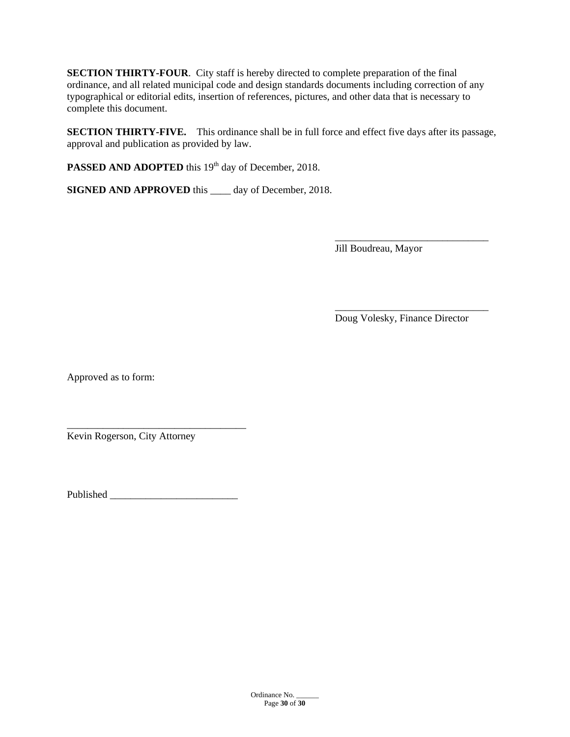**SECTION THIRTY-FOUR**. City staff is hereby directed to complete preparation of the final ordinance, and all related municipal code and design standards documents including correction of any typographical or editorial edits, insertion of references, pictures, and other data that is necessary to complete this document.

**SECTION THIRTY-FIVE.** This ordinance shall be in full force and effect five days after its passage, approval and publication as provided by law.

**PASSED AND ADOPTED** this 19th day of December, 2018.

**SIGNED AND APPROVED** this ____ day of December, 2018.

______________________________
Jill Boudreau, Mayor

______________________________
Doug Volesky, Finance Director

Approved as to form:

___________________________________
Kevin Rogerson, City Attorney

Published _________________________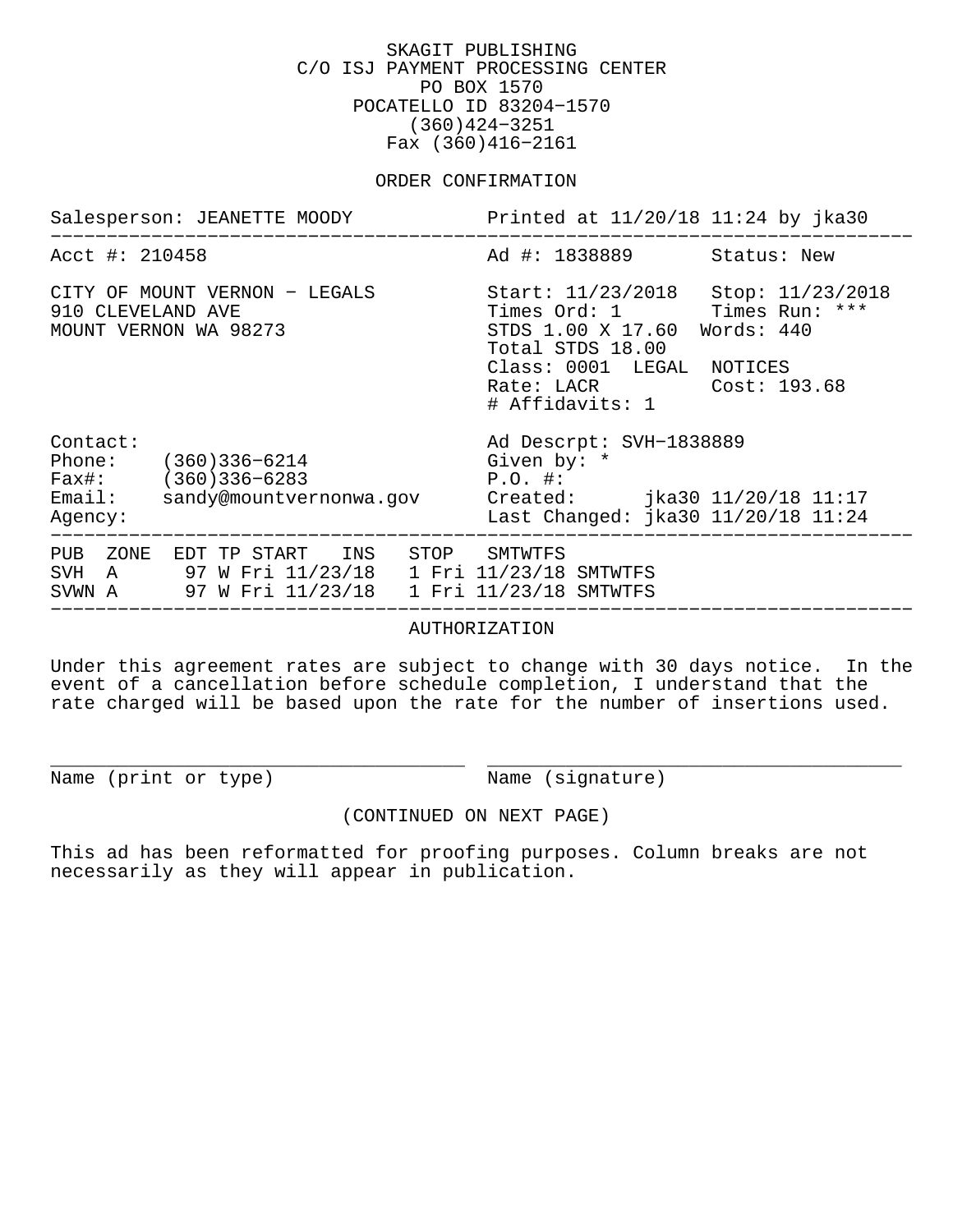SKAGIT PUBLISHING
C/O ISJ PAYMENT PROCESSING CENTER
PO BOX 1570
POCATELLO ID 83204-1570
(360)424-3251
Fax (360)416-2161

## ORDER CONFIRMATION

Salesperson: JEANETTE MOODY    Printed at 11/20/18 11:24 by jka30

---

Acct #: 210458    Ad #: 1838889    Status: New

CITY OF MOUNT VERNON - LEGALS
910 CLEVELAND AVE
MOUNT VERNON WA 98273

Start: 11/23/2018    Stop: 11/23/2018
Times Ord: 1    Times Run: ***
STDS 1.00 X 17.60    Words: 440
Total STDS 18.00
Class: 0001 LEGAL NOTICES
Rate: LACR    Cost: 193.68
# Affidavits: 1

Contact:
Phone: (360)336-6214
Fax#: (360)336-6283
Email: sandy@mountvernonwa.gov
Agency:

Ad Descrpt: SVH-1838889
Given by: *
P.O. #:
Created: jka30 11/20/18 11:17
Last Changed: jka30 11/20/18 11:24

---

| PUB | ZONE | EDT | TP | START | INS | STOP | SMTWTFS |
|---|---|---|---|---|---|---|---|
| SVH | A | 97 | W | Fri 11/23/18 | 1 | Fri 11/23/18 | SMTWTFS |
| SVWN | A | 97 | W | Fri 11/23/18 | 1 | Fri 11/23/18 | SMTWTFS |

---

## AUTHORIZATION

Under this agreement rates are subject to change with 30 days notice. In the event of a cancellation before schedule completion, I understand that the rate charged will be based upon the rate for the number of insertions used.

\_\_\_\_\_\_\_\_\_\_\_\_\_\_\_\_\_\_\_\_\_\_\_\_\_\_\_\_\_\_\_\_\_\_\_\_    \_\_\_\_\_\_\_\_\_\_\_\_\_\_\_\_\_\_\_\_\_\_\_\_\_\_\_\_\_\_\_\_\_\_\_\_
Name (print or type)    Name (signature)

(CONTINUED ON NEXT PAGE)

This ad has been reformatted for proofing purposes. Column breaks are not necessarily as they will appear in publication.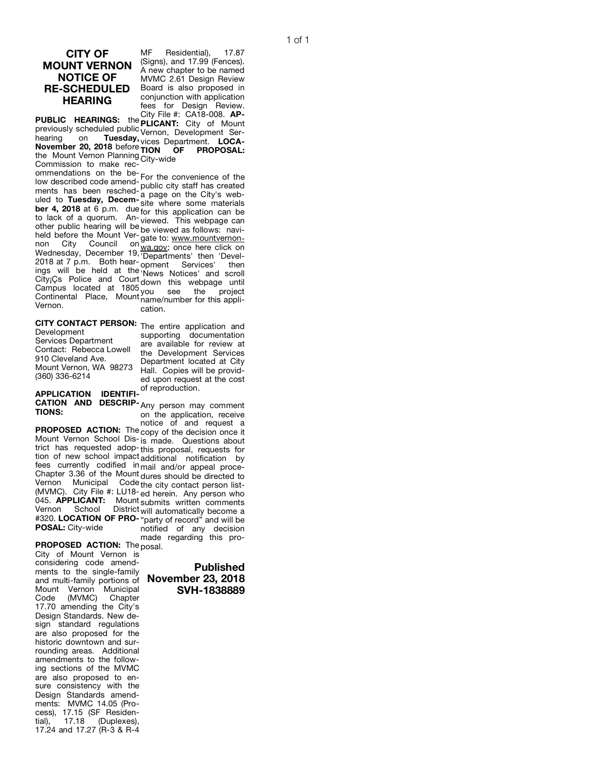# CITY OF MOUNT VERNON NOTICE OF RE-SCHEDULED HEARING

**PUBLIC HEARINGS:** the previously scheduled public hearing on **Tuesday, November 20, 2018** before the Mount Vernon Planning Commission to make recommendations on the below described code amendments has been rescheduled to **Tuesday, December 4, 2018** at 6 p.m. due to lack of a quorum. Another public hearing will be held before the Mount Vernon City Council on Wednesday, December 19, 2018 at 7 p.m. Both hearings will be held at the City¡Çs Police and Court Campus located at 1805 Continental Place, Mount Vernon.

**CITY CONTACT PERSON:** Development Services Department
Contact: Rebecca Lowell
910 Cleveland Ave.
Mount Vernon, WA 98273
(360) 336-6214

**APPLICATION IDENTIFICATION AND DESCRIPTIONS:**

**PROPOSED ACTION:** The Mount Vernon School District has requested adoption of new school impact fees currently codified in Chapter 3.36 of the Mount Vernon Municipal Code (MVMC). City File #: LU18-045. **APPLICANT:** Mount Vernon School District #320. **LOCATION OF PROPOSAL:** City-wide

**PROPOSED ACTION:** The City of Mount Vernon is considering code amendments to the single-family and multi-family portions of Mount Vernon Municipal Code (MVMC) Chapter 17.70 amending the City's Design Standards. New design standard regulations are also proposed for the historic downtown and surrounding areas. Additional amendments to the following sections of the MVMC are also proposed to ensure consistency with the Design Standards amendments: MVMC 14.05 (Process), 17.15 (SF Residential), 17.18 (Duplexes), 17.24 and 17.27 (R-3 & R-4 MF Residential), 17.87 (Signs), and 17.99 (Fences). A new chapter to be named MVMC 2.61 Design Review Board is also proposed in conjunction with application fees for Design Review. City File #: CA18-008. **APPLICANT:** City of Mount Vernon, Development Services Department. **LOCATION OF PROPOSAL:** City-wide

For the convenience of the public city staff has created a page on the City's website where some materials for this application can be viewed. This webpage can be viewed as follows: navigate to: www.mountvernonwa.gov; once here click on 'Departments' then 'Development Services' then 'News Notices' and scroll down this webpage until you see the project name/number for this application.

The entire application and supporting documentation are available for review at the Development Services Department located at City Hall. Copies will be provided upon request at the cost of reproduction.

Any person may comment on the application, receive notice of and request a copy of the decision once it is made. Questions about this proposal, requests for additional notification by mail and/or appeal procedures should be directed to the city contact person listed herein. Any person who submits written comments will automatically become a "party of record" and will be notified of any decision made regarding this proposal.

**Published November 23, 2018**
**SVH-1838889**